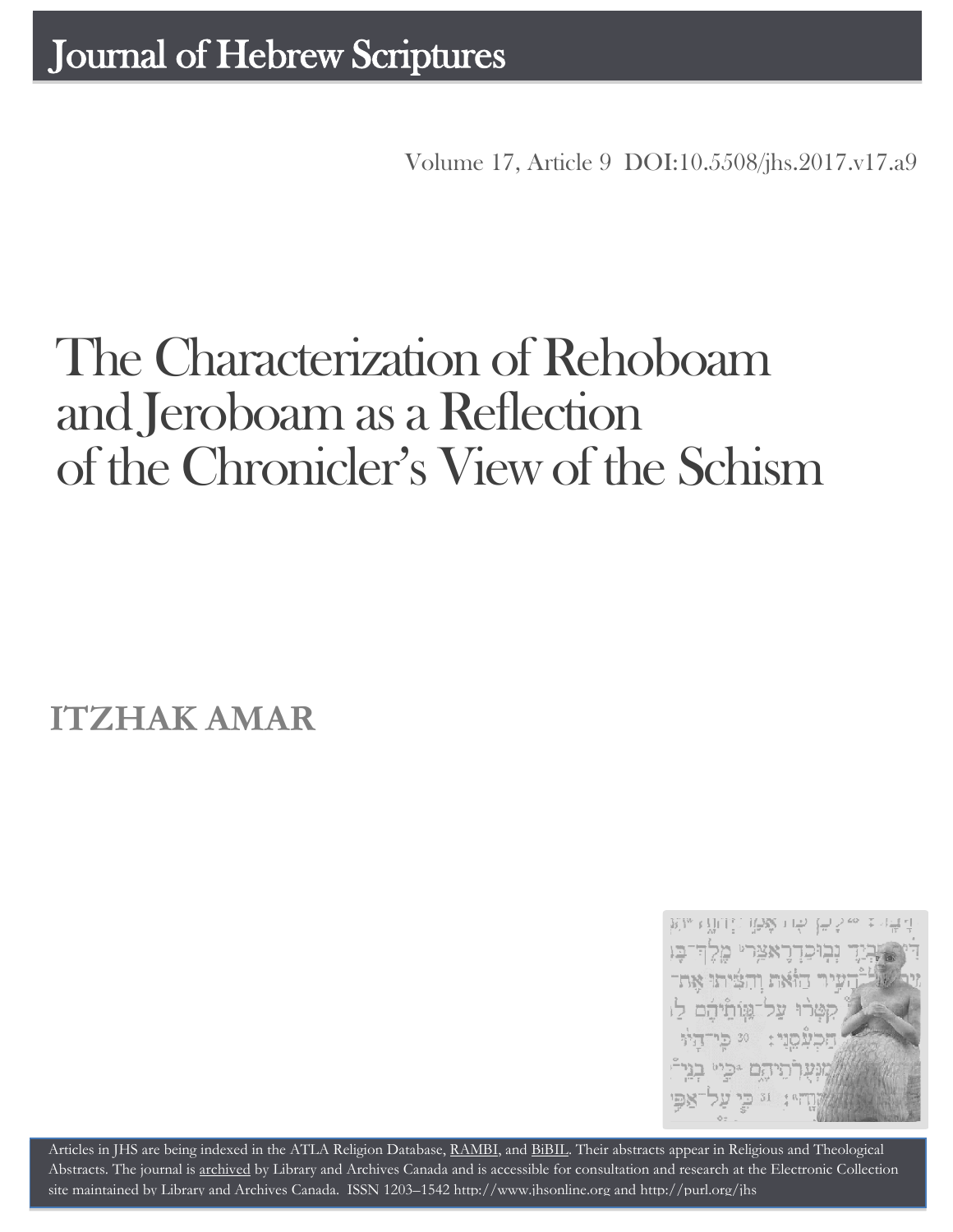Journal of Hebrew Scriptures

Volume 17, Article 9 DOI:10.5508/jhs.2017.v17.a9

# The Characterization of Rehoboam and Jeroboam as a Reflection of the Chronicler's View of the Schism

## ITZHAK AMAR

Articles in JHS are being indexed in the ATLA Religion Database, RAMBI, and BiBIL. Their abstracts appear in Religious and Theological Abstracts. The journal is archived by Library and Archives Canada and is accessible for consultation and research at the Electronic Collection site maintained by Library and Archives Canada. ISSN 1203–1542 http://www.jhsonline.org and http://purl.org/jhs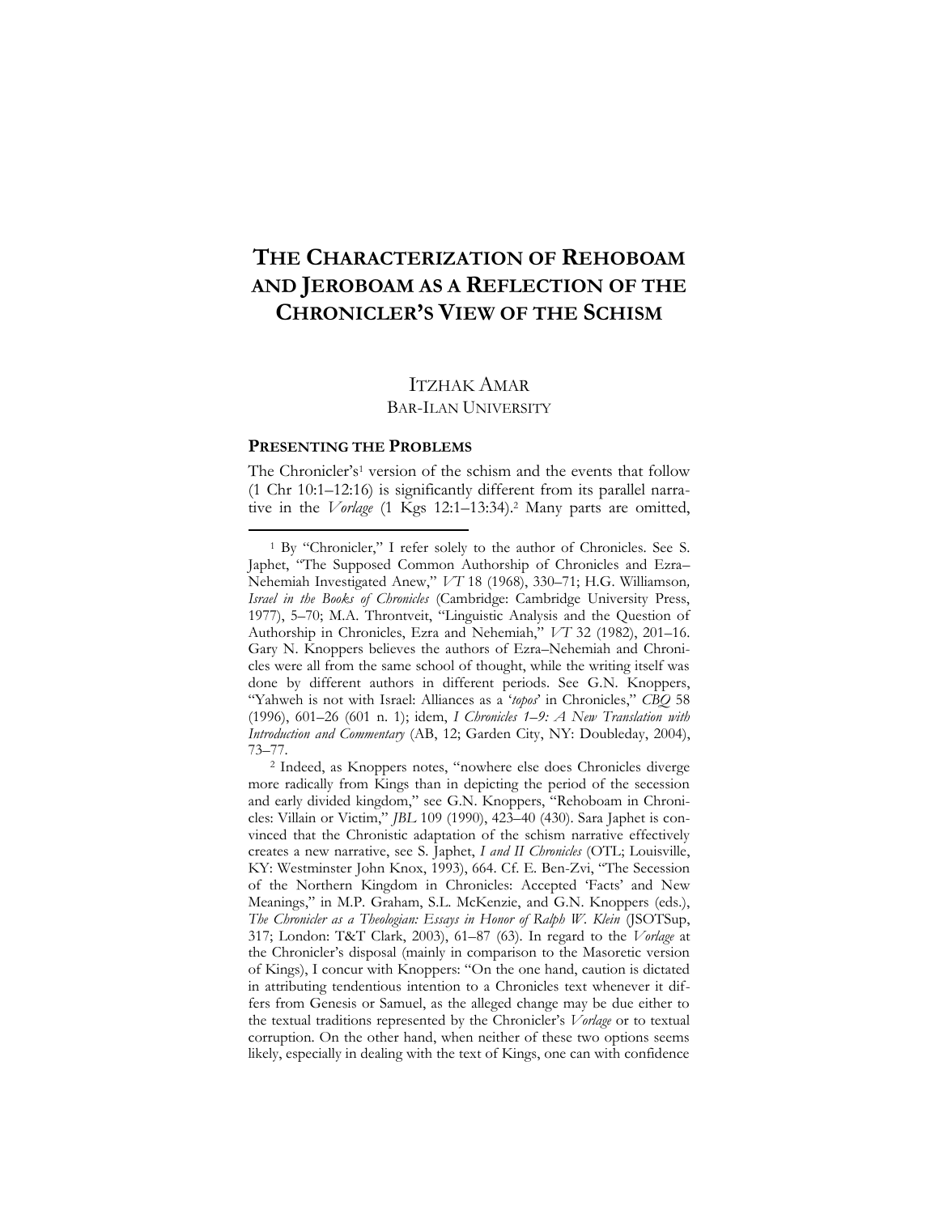# The Characterization of Rehoboam and Jeroboam as a Reflection of the Chronicler's View of the Schism

ITZHAK AMAR
BAR-ILAN UNIVERSITY

## Presenting the Problems

The Chronicler's[1] version of the schism and the events that follow (1 Chr 10:1–12:16) is significantly different from its parallel narrative in the *Vorlage* (1 Kgs 12:1–13:34).[2] Many parts are omitted,

---

[1] By "Chronicler," I refer solely to the author of Chronicles. See S. Japhet, "The Supposed Common Authorship of Chronicles and Ezra–Nehemiah Investigated Anew," *VT* 18 (1968), 330–71; H.G. Williamson, *Israel in the Books of Chronicles* (Cambridge: Cambridge University Press, 1977), 5–70; M.A. Throntveit, "Linguistic Analysis and the Question of Authorship in Chronicles, Ezra and Nehemiah," *VT* 32 (1982), 201–16. Gary N. Knoppers believes the authors of Ezra–Nehemiah and Chronicles were all from the same school of thought, while the writing itself was done by different authors in different periods. See G.N. Knoppers, "Yahweh is not with Israel: Alliances as a '*topos*' in Chronicles," *CBQ* 58 (1996), 601–26 (601 n. 1); idem, *I Chronicles 1–9: A New Translation with Introduction and Commentary* (AB, 12; Garden City, NY: Doubleday, 2004), 73–77.

[2] Indeed, as Knoppers notes, "nowhere else does Chronicles diverge more radically from Kings than in depicting the period of the secession and early divided kingdom," see G.N. Knoppers, "Rehoboam in Chronicles: Villain or Victim," *JBL* 109 (1990), 423–40 (430). Sara Japhet is convinced that the Chronistic adaptation of the schism narrative effectively creates a new narrative, see S. Japhet, *I and II Chronicles* (OTL; Louisville, KY: Westminster John Knox, 1993), 664. Cf. E. Ben-Zvi, "The Secession of the Northern Kingdom in Chronicles: Accepted 'Facts' and New Meanings," in M.P. Graham, S.L. McKenzie, and G.N. Knoppers (eds.), *The Chronicler as a Theologian: Essays in Honor of Ralph W. Klein* (JSOTSup, 317; London: T&T Clark, 2003), 61–87 (63). In regard to the *Vorlage* at the Chronicler's disposal (mainly in comparison to the Masoretic version of Kings), I concur with Knoppers: "On the one hand, caution is dictated in attributing tendentious intention to a Chronicles text whenever it differs from Genesis or Samuel, as the alleged change may be due either to the textual traditions represented by the Chronicler's *Vorlage* or to textual corruption. On the other hand, when neither of these two options seems likely, especially in dealing with the text of Kings, one can with confidence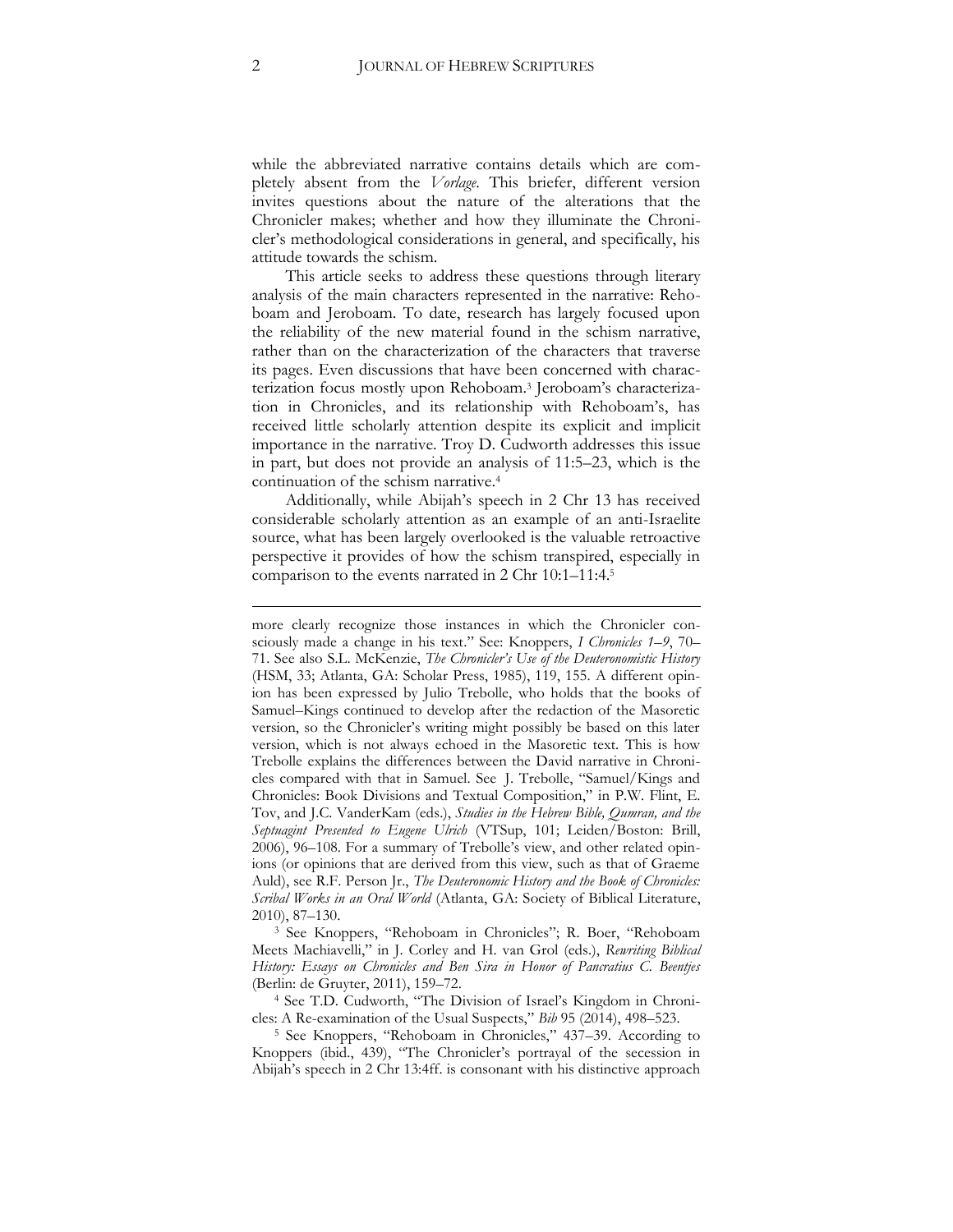while the abbreviated narrative contains details which are completely absent from the *Vorlage*. This briefer, different version invites questions about the nature of the alterations that the Chronicler makes; whether and how they illuminate the Chronicler's methodological considerations in general, and specifically, his attitude towards the schism.

This article seeks to address these questions through literary analysis of the main characters represented in the narrative: Rehoboam and Jeroboam. To date, research has largely focused upon the reliability of the new material found in the schism narrative, rather than on the characterization of the characters that traverse its pages. Even discussions that have been concerned with characterization focus mostly upon Rehoboam.[3] Jeroboam's characterization in Chronicles, and its relationship with Rehoboam's, has received little scholarly attention despite its explicit and implicit importance in the narrative. Troy D. Cudworth addresses this issue in part, but does not provide an analysis of 11:5–23, which is the continuation of the schism narrative.[4]

Additionally, while Abijah's speech in 2 Chr 13 has received considerable scholarly attention as an example of an anti-Israelite source, what has been largely overlooked is the valuable retroactive perspective it provides of how the schism transpired, especially in comparison to the events narrated in 2 Chr 10:1–11:4.[5]

---

more clearly recognize those instances in which the Chronicler consciously made a change in his text." See: Knoppers, *I Chronicles 1–9*, 70–71. See also S.L. McKenzie, *The Chronicler's Use of the Deuteronomistic History* (HSM, 33; Atlanta, GA: Scholar Press, 1985), 119, 155. A different opinion has been expressed by Julio Trebolle, who holds that the books of Samuel–Kings continued to develop after the redaction of the Masoretic version, so the Chronicler's writing might possibly be based on this later version, which is not always echoed in the Masoretic text. This is how Trebolle explains the differences between the David narrative in Chronicles compared with that in Samuel. See J. Trebolle, "Samuel/Kings and Chronicles: Book Divisions and Textual Composition," in P.W. Flint, E. Tov, and J.C. VanderKam (eds.), *Studies in the Hebrew Bible, Qumran, and the Septuagint Presented to Eugene Ulrich* (VTSup, 101; Leiden/Boston: Brill, 2006), 96–108. For a summary of Trebolle's view, and other related opinions (or opinions that are derived from this view, such as that of Graeme Auld), see R.F. Person Jr., *The Deuteronomic History and the Book of Chronicles: Scribal Works in an Oral World* (Atlanta, GA: Society of Biblical Literature, 2010), 87–130.

[3] See Knoppers, "Rehoboam in Chronicles"; R. Boer, "Rehoboam Meets Machiavelli," in J. Corley and H. van Grol (eds.), *Rewriting Biblical History: Essays on Chronicles and Ben Sira in Honor of Pancratius C. Beentjes* (Berlin: de Gruyter, 2011), 159–72.

[4] See T.D. Cudworth, "The Division of Israel's Kingdom in Chronicles: A Re-examination of the Usual Suspects," *Bib* 95 (2014), 498–523.

[5] See Knoppers, "Rehoboam in Chronicles," 437–39. According to Knoppers (ibid., 439), "The Chronicler's portrayal of the secession in Abijah's speech in 2 Chr 13:4ff. is consonant with his distinctive approach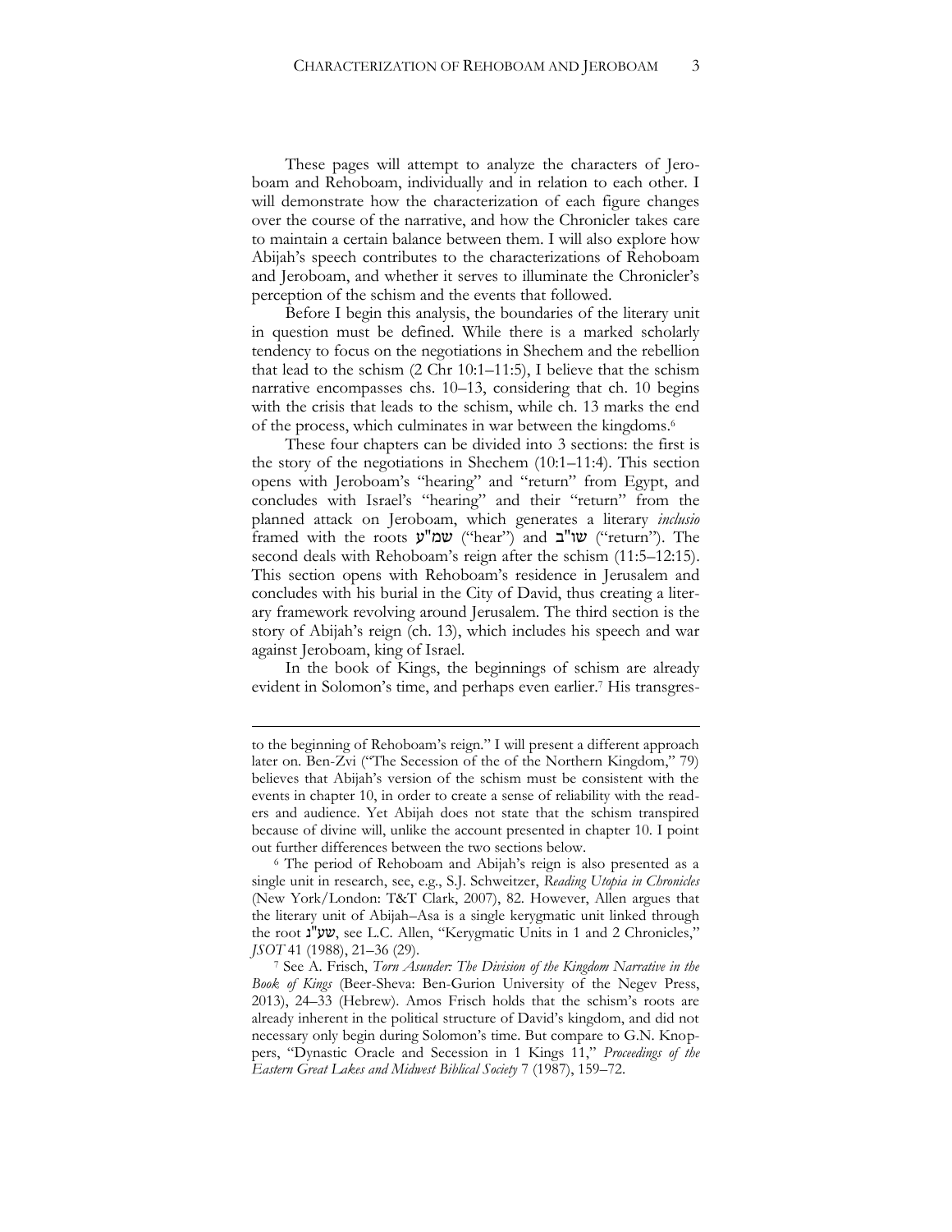These pages will attempt to analyze the characters of Jeroboam and Rehoboam, individually and in relation to each other. I will demonstrate how the characterization of each figure changes over the course of the narrative, and how the Chronicler takes care to maintain a certain balance between them. I will also explore how Abijah's speech contributes to the characterizations of Rehoboam and Jeroboam, and whether it serves to illuminate the Chronicler's perception of the schism and the events that followed.

Before I begin this analysis, the boundaries of the literary unit in question must be defined. While there is a marked scholarly tendency to focus on the negotiations in Shechem and the rebellion that lead to the schism (2 Chr 10:1–11:5), I believe that the schism narrative encompasses chs. 10–13, considering that ch. 10 begins with the crisis that leads to the schism, while ch. 13 marks the end of the process, which culminates in war between the kingdoms.[6]

These four chapters can be divided into 3 sections: the first is the story of the negotiations in Shechem (10:1–11:4). This section opens with Jeroboam's "hearing" and "return" from Egypt, and concludes with Israel's "hearing" and their "return" from the planned attack on Jeroboam, which generates a literary *inclusio* framed with the roots שמ"ע ("hear") and שו"ב ("return"). The second deals with Rehoboam's reign after the schism (11:5–12:15). This section opens with Rehoboam's residence in Jerusalem and concludes with his burial in the City of David, thus creating a literary framework revolving around Jerusalem. The third section is the story of Abijah's reign (ch. 13), which includes his speech and war against Jeroboam, king of Israel.

In the book of Kings, the beginnings of schism are already evident in Solomon's time, and perhaps even earlier.[7] His transgres-

---

to the beginning of Rehoboam's reign." I will present a different approach later on. Ben-Zvi ("The Secession of the of the Northern Kingdom," 79) believes that Abijah's version of the schism must be consistent with the events in chapter 10, in order to create a sense of reliability with the readers and audience. Yet Abijah does not state that the schism transpired because of divine will, unlike the account presented in chapter 10. I point out further differences between the two sections below.

[6] The period of Rehoboam and Abijah's reign is also presented as a single unit in research, see, e.g., S.J. Schweitzer, *Reading Utopia in Chronicles* (New York/London: T&T Clark, 2007), 82. However, Allen argues that the literary unit of Abijah–Asa is a single kerygmatic unit linked through the root שע"נ, see L.C. Allen, "Kerygmatic Units in 1 and 2 Chronicles," *JSOT* 41 (1988), 21–36 (29).

[7] See A. Frisch, *Torn Asunder: The Division of the Kingdom Narrative in the Book of Kings* (Beer-Sheva: Ben-Gurion University of the Negev Press, 2013), 24–33 (Hebrew). Amos Frisch holds that the schism's roots are already inherent in the political structure of David's kingdom, and did not necessary only begin during Solomon's time. But compare to G.N. Knoppers, "Dynastic Oracle and Secession in 1 Kings 11," *Proceedings of the Eastern Great Lakes and Midwest Biblical Society* 7 (1987), 159–72.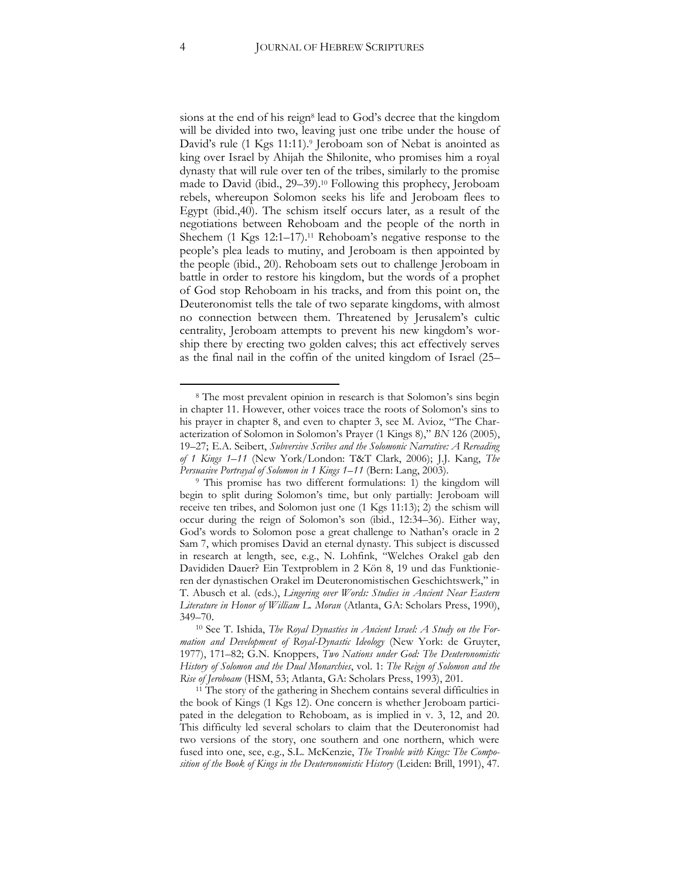sions at the end of his reign[8] lead to God's decree that the kingdom will be divided into two, leaving just one tribe under the house of David's rule (1 Kgs 11:11).[9] Jeroboam son of Nebat is anointed as king over Israel by Ahijah the Shilonite, who promises him a royal dynasty that will rule over ten of the tribes, similarly to the promise made to David (ibid., 29–39).[10] Following this prophecy, Jeroboam rebels, whereupon Solomon seeks his life and Jeroboam flees to Egypt (ibid.,40). The schism itself occurs later, as a result of the negotiations between Rehoboam and the people of the north in Shechem (1 Kgs 12:1–17).[11] Rehoboam's negative response to the people's plea leads to mutiny, and Jeroboam is then appointed by the people (ibid., 20). Rehoboam sets out to challenge Jeroboam in battle in order to restore his kingdom, but the words of a prophet of God stop Rehoboam in his tracks, and from this point on, the Deuteronomist tells the tale of two separate kingdoms, with almost no connection between them. Threatened by Jerusalem's cultic centrality, Jeroboam attempts to prevent his new kingdom's worship there by erecting two golden calves; this act effectively serves as the final nail in the coffin of the united kingdom of Israel (25–

---

[8] The most prevalent opinion in research is that Solomon's sins begin in chapter 11. However, other voices trace the roots of Solomon's sins to his prayer in chapter 8, and even to chapter 3, see M. Avioz, "The Characterization of Solomon in Solomon's Prayer (1 Kings 8)," *BN* 126 (2005), 19–27; E.A. Seibert, *Subversive Scribes and the Solomonic Narrative: A Rereading of 1 Kings 1–11* (New York/London: T&T Clark, 2006); J.J. Kang, *The Persuasive Portrayal of Solomon in 1 Kings 1–11* (Bern: Lang, 2003).

[9] This promise has two different formulations: 1) the kingdom will begin to split during Solomon's time, but only partially: Jeroboam will receive ten tribes, and Solomon just one (1 Kgs 11:13); 2) the schism will occur during the reign of Solomon's son (ibid., 12:34–36). Either way, God's words to Solomon pose a great challenge to Nathan's oracle in 2 Sam 7, which promises David an eternal dynasty. This subject is discussed in research at length, see, e.g., N. Lohfink, "Welches Orakel gab den Davididen Dauer? Ein Textproblem in 2 Kön 8, 19 und das Funktionieren der dynastischen Orakel im Deuteronomistischen Geschichtswerk," in T. Abusch et al. (eds.), *Lingering over Words: Studies in Ancient Near Eastern Literature in Honor of William L. Moran* (Atlanta, GA: Scholars Press, 1990), 349–70.

[10] See T. Ishida, *The Royal Dynasties in Ancient Israel: A Study on the Formation and Development of Royal-Dynastic Ideology* (New York: de Gruyter, 1977), 171–82; G.N. Knoppers, *Two Nations under God: The Deuteronomistic History of Solomon and the Dual Monarchies*, vol. 1: *The Reign of Solomon and the Rise of Jeroboam* (HSM, 53; Atlanta, GA: Scholars Press, 1993), 201.

[11] The story of the gathering in Shechem contains several difficulties in the book of Kings (1 Kgs 12). One concern is whether Jeroboam participated in the delegation to Rehoboam, as is implied in v. 3, 12, and 20. This difficulty led several scholars to claim that the Deuteronomist had two versions of the story, one southern and one northern, which were fused into one, see, e.g., S.L. McKenzie, *The Trouble with Kings: The Composition of the Book of Kings in the Deuteronomistic History* (Leiden: Brill, 1991), 47.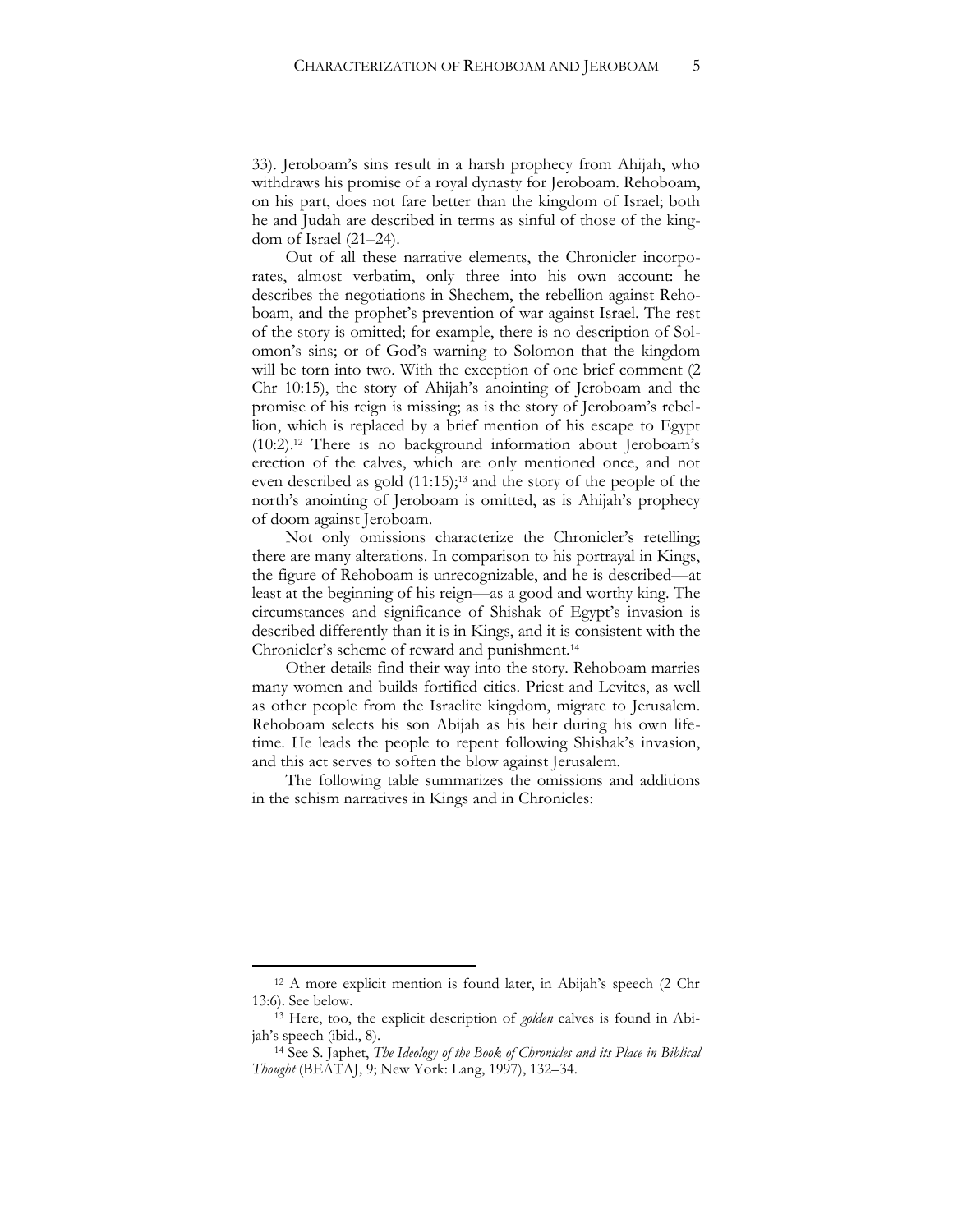33). Jeroboam's sins result in a harsh prophecy from Ahijah, who withdraws his promise of a royal dynasty for Jeroboam. Rehoboam, on his part, does not fare better than the kingdom of Israel; both he and Judah are described in terms as sinful of those of the kingdom of Israel (21–24).

Out of all these narrative elements, the Chronicler incorporates, almost verbatim, only three into his own account: he describes the negotiations in Shechem, the rebellion against Rehoboam, and the prophet's prevention of war against Israel. The rest of the story is omitted; for example, there is no description of Solomon's sins; or of God's warning to Solomon that the kingdom will be torn into two. With the exception of one brief comment (2 Chr 10:15), the story of Ahijah's anointing of Jeroboam and the promise of his reign is missing; as is the story of Jeroboam's rebellion, which is replaced by a brief mention of his escape to Egypt (10:2).[12] There is no background information about Jeroboam's erection of the calves, which are only mentioned once, and not even described as gold (11:15);[13] and the story of the people of the north's anointing of Jeroboam is omitted, as is Ahijah's prophecy of doom against Jeroboam.

Not only omissions characterize the Chronicler's retelling; there are many alterations. In comparison to his portrayal in Kings, the figure of Rehoboam is unrecognizable, and he is described—at least at the beginning of his reign—as a good and worthy king. The circumstances and significance of Shishak of Egypt's invasion is described differently than it is in Kings, and it is consistent with the Chronicler's scheme of reward and punishment.[14]

Other details find their way into the story. Rehoboam marries many women and builds fortified cities. Priest and Levites, as well as other people from the Israelite kingdom, migrate to Jerusalem. Rehoboam selects his son Abijah as his heir during his own lifetime. He leads the people to repent following Shishak's invasion, and this act serves to soften the blow against Jerusalem.

The following table summarizes the omissions and additions in the schism narratives in Kings and in Chronicles:

---

[12] A more explicit mention is found later, in Abijah's speech (2 Chr 13:6). See below.

[13] Here, too, the explicit description of *golden* calves is found in Abijah's speech (ibid., 8).

[14] See S. Japhet, *The Ideology of the Book of Chronicles and its Place in Biblical Thought* (BEATAJ, 9; New York: Lang, 1997), 132–34.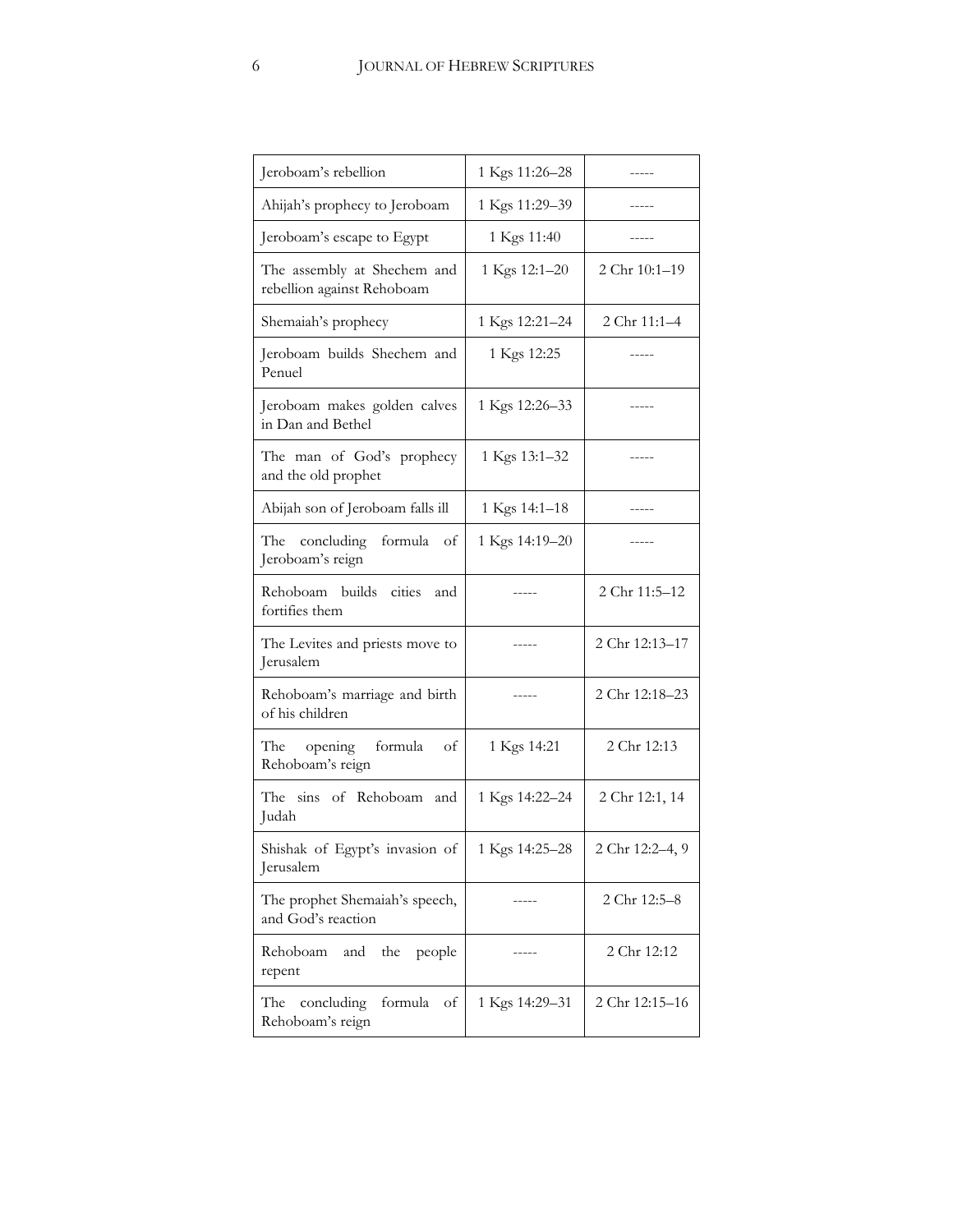| Jeroboam's rebellion | 1 Kgs 11:26–28 | ----- |
|---|---|---|
| Ahijah's prophecy to Jeroboam | 1 Kgs 11:29–39 | ----- |
| Jeroboam's escape to Egypt | 1 Kgs 11:40 | ----- |
| The assembly at Shechem and rebellion against Rehoboam | 1 Kgs 12:1–20 | 2 Chr 10:1–19 |
| Shemaiah's prophecy | 1 Kgs 12:21–24 | 2 Chr 11:1–4 |
| Jeroboam builds Shechem and Penuel | 1 Kgs 12:25 | ----- |
| Jeroboam makes golden calves in Dan and Bethel | 1 Kgs 12:26–33 | ----- |
| The man of God's prophecy and the old prophet | 1 Kgs 13:1–32 | ----- |
| Abijah son of Jeroboam falls ill | 1 Kgs 14:1–18 | ----- |
| The concluding formula of Jeroboam's reign | 1 Kgs 14:19–20 | ----- |
| Rehoboam builds cities and fortifies them | ----- | 2 Chr 11:5–12 |
| The Levites and priests move to Jerusalem | ----- | 2 Chr 12:13–17 |
| Rehoboam's marriage and birth of his children | ----- | 2 Chr 12:18–23 |
| The opening formula of Rehoboam's reign | 1 Kgs 14:21 | 2 Chr 12:13 |
| The sins of Rehoboam and Judah | 1 Kgs 14:22–24 | 2 Chr 12:1, 14 |
| Shishak of Egypt's invasion of Jerusalem | 1 Kgs 14:25–28 | 2 Chr 12:2–4, 9 |
| The prophet Shemaiah's speech, and God's reaction | ----- | 2 Chr 12:5–8 |
| Rehoboam and the people repent | ----- | 2 Chr 12:12 |
| The concluding formula of Rehoboam's reign | 1 Kgs 14:29–31 | 2 Chr 12:15–16 |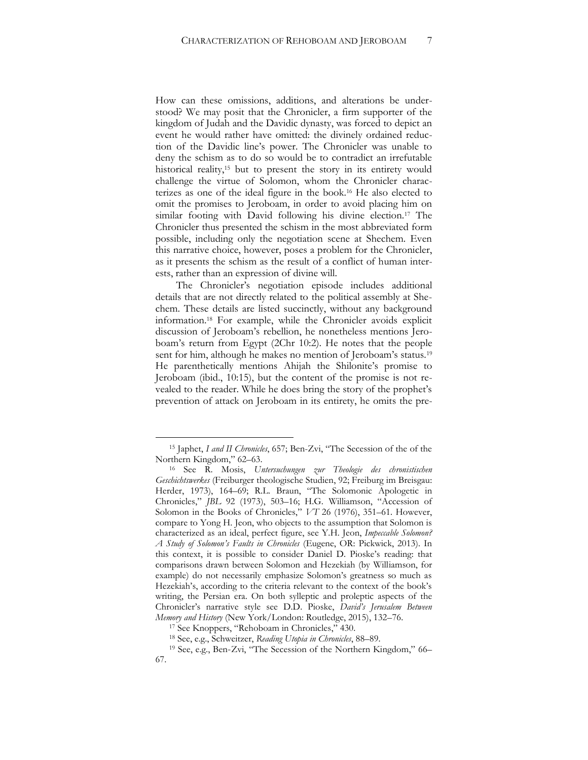How can these omissions, additions, and alterations be understood? We may posit that the Chronicler, a firm supporter of the kingdom of Judah and the Davidic dynasty, was forced to depict an event he would rather have omitted: the divinely ordained reduction of the Davidic line's power. The Chronicler was unable to deny the schism as to do so would be to contradict an irrefutable historical reality,[15] but to present the story in its entirety would challenge the virtue of Solomon, whom the Chronicler characterizes as one of the ideal figure in the book.[16] He also elected to omit the promises to Jeroboam, in order to avoid placing him on similar footing with David following his divine election.[17] The Chronicler thus presented the schism in the most abbreviated form possible, including only the negotiation scene at Shechem. Even this narrative choice, however, poses a problem for the Chronicler, as it presents the schism as the result of a conflict of human interests, rather than an expression of divine will.

The Chronicler's negotiation episode includes additional details that are not directly related to the political assembly at Shechem. These details are listed succinctly, without any background information.[18] For example, while the Chronicler avoids explicit discussion of Jeroboam's rebellion, he nonetheless mentions Jeroboam's return from Egypt (2Chr 10:2). He notes that the people sent for him, although he makes no mention of Jeroboam's status.[19] He parenthetically mentions Ahijah the Shilonite's promise to Jeroboam (ibid., 10:15), but the content of the promise is not revealed to the reader. While he does bring the story of the prophet's prevention of attack on Jeroboam in its entirety, he omits the pre-

---

[15] Japhet, *I and II Chronicles*, 657; Ben-Zvi, "The Secession of the of the Northern Kingdom," 62–63.

[16] See R. Mosis, *Untersuchungen zur Theologie des chronistischen Geschichtswerkes* (Freiburger theologische Studien, 92; Freiburg im Breisgau: Herder, 1973), 164–69; R.L. Braun, "The Solomonic Apologetic in Chronicles," *JBL* 92 (1973), 503–16; H.G. Williamson, "Accession of Solomon in the Books of Chronicles," *VT* 26 (1976), 351–61. However, compare to Yong H. Jeon, who objects to the assumption that Solomon is characterized as an ideal, perfect figure, see Y.H. Jeon, *Impeccable Solomon? A Study of Solomon's Faults in Chronicles* (Eugene, OR: Pickwick, 2013). In this context, it is possible to consider Daniel D. Pioske's reading: that comparisons drawn between Solomon and Hezekiah (by Williamson, for example) do not necessarily emphasize Solomon's greatness so much as Hezekiah's, according to the criteria relevant to the context of the book's writing, the Persian era. On both sylleptic and proleptic aspects of the Chronicler's narrative style see D.D. Pioske, *David's Jerusalem Between Memory and History* (New York/London: Routledge, 2015), 132–76.

[17] See Knoppers, "Rehoboam in Chronicles," 430.

[18] See, e.g., Schweitzer, *Reading Utopia in Chronicles*, 88–89.

[19] See, e.g., Ben-Zvi, "The Secession of the Northern Kingdom," 66–67.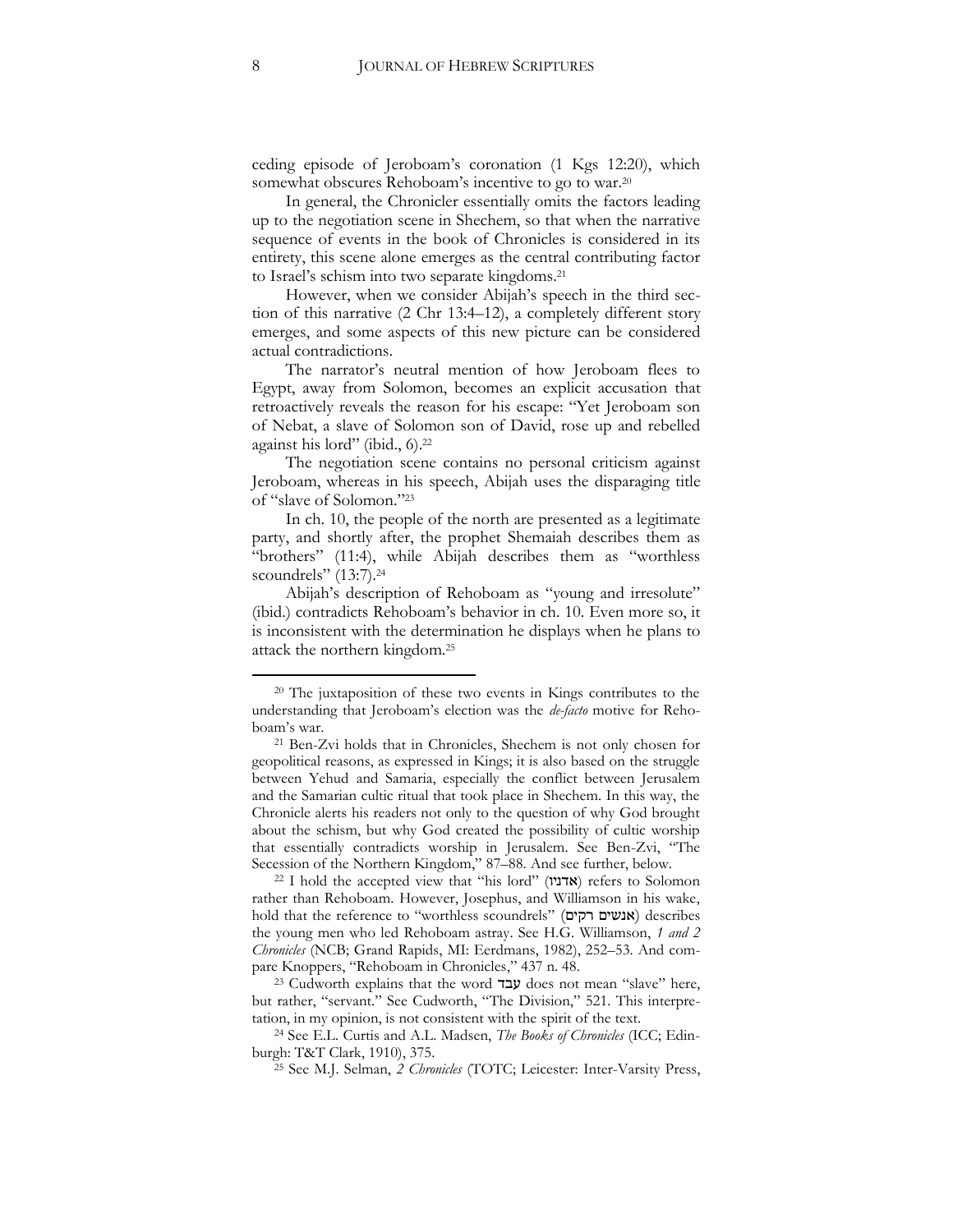ceding episode of Jeroboam's coronation (1 Kgs 12:20), which somewhat obscures Rehoboam's incentive to go to war.[20]

In general, the Chronicler essentially omits the factors leading up to the negotiation scene in Shechem, so that when the narrative sequence of events in the book of Chronicles is considered in its entirety, this scene alone emerges as the central contributing factor to Israel's schism into two separate kingdoms.[21]

However, when we consider Abijah's speech in the third section of this narrative (2 Chr 13:4–12), a completely different story emerges, and some aspects of this new picture can be considered actual contradictions.

The narrator's neutral mention of how Jeroboam flees to Egypt, away from Solomon, becomes an explicit accusation that retroactively reveals the reason for his escape: "Yet Jeroboam son of Nebat, a slave of Solomon son of David, rose up and rebelled against his lord" (ibid., 6).[22]

The negotiation scene contains no personal criticism against Jeroboam, whereas in his speech, Abijah uses the disparaging title of "slave of Solomon."[23]

In ch. 10, the people of the north are presented as a legitimate party, and shortly after, the prophet Shemaiah describes them as "brothers" (11:4), while Abijah describes them as "worthless scoundrels" (13:7).[24]

Abijah's description of Rehoboam as "young and irresolute" (ibid.) contradicts Rehoboam's behavior in ch. 10. Even more so, it is inconsistent with the determination he displays when he plans to attack the northern kingdom.[25]

---

[20] The juxtaposition of these two events in Kings contributes to the understanding that Jeroboam's election was the *de-facto* motive for Rehoboam's war.

[21] Ben-Zvi holds that in Chronicles, Shechem is not only chosen for geopolitical reasons, as expressed in Kings; it is also based on the struggle between Yehud and Samaria, especially the conflict between Jerusalem and the Samarian cultic ritual that took place in Shechem. In this way, the Chronicle alerts his readers not only to the question of why God brought about the schism, but why God created the possibility of cultic worship that essentially contradicts worship in Jerusalem. See Ben-Zvi, "The Secession of the Northern Kingdom," 87–88. And see further, below.

[22] I hold the accepted view that "his lord" (אדניו) refers to Solomon rather than Rehoboam. However, Josephus, and Williamson in his wake, hold that the reference to "worthless scoundrels" (אנשים רקים) describes the young men who led Rehoboam astray. See H.G. Williamson, *1 and 2 Chronicles* (NCB; Grand Rapids, MI: Eerdmans, 1982), 252–53. And compare Knoppers, "Rehoboam in Chronicles," 437 n. 48.

[23] Cudworth explains that the word עבד does not mean "slave" here, but rather, "servant." See Cudworth, "The Division," 521. This interpretation, in my opinion, is not consistent with the spirit of the text.

[24] See E.L. Curtis and A.L. Madsen, *The Books of Chronicles* (ICC; Edinburgh: T&T Clark, 1910), 375.

[25] See M.J. Selman, *2 Chronicles* (TOTC; Leicester: Inter-Varsity Press,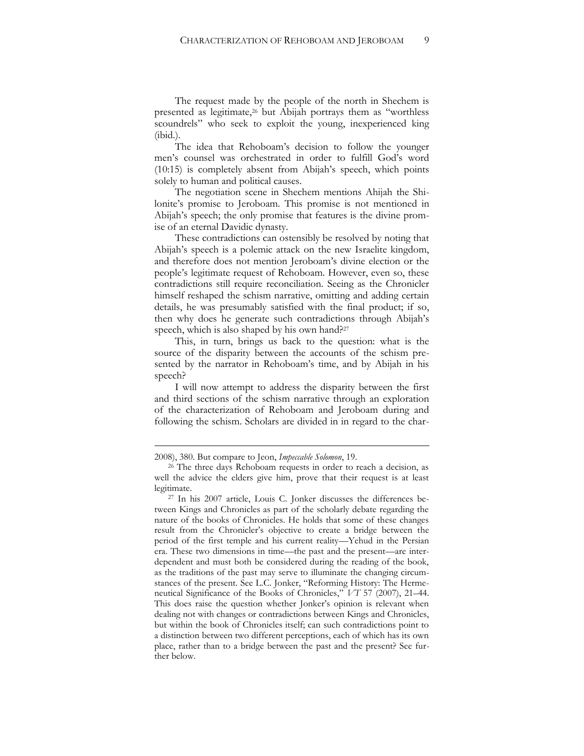The request made by the people of the north in Shechem is presented as legitimate,[26] but Abijah portrays them as "worthless scoundrels" who seek to exploit the young, inexperienced king (ibid.).

The idea that Rehoboam's decision to follow the younger men's counsel was orchestrated in order to fulfill God's word (10:15) is completely absent from Abijah's speech, which points solely to human and political causes.

The negotiation scene in Shechem mentions Ahijah the Shilonite's promise to Jeroboam. This promise is not mentioned in Abijah's speech; the only promise that features is the divine promise of an eternal Davidic dynasty.

These contradictions can ostensibly be resolved by noting that Abijah's speech is a polemic attack on the new Israelite kingdom, and therefore does not mention Jeroboam's divine election or the people's legitimate request of Rehoboam. However, even so, these contradictions still require reconciliation. Seeing as the Chronicler himself reshaped the schism narrative, omitting and adding certain details, he was presumably satisfied with the final product; if so, then why does he generate such contradictions through Abijah's speech, which is also shaped by his own hand?[27]

This, in turn, brings us back to the question: what is the source of the disparity between the accounts of the schism presented by the narrator in Rehoboam's time, and by Abijah in his speech?

I will now attempt to address the disparity between the first and third sections of the schism narrative through an exploration of the characterization of Rehoboam and Jeroboam during and following the schism. Scholars are divided in in regard to the char-

---

2008), 380. But compare to Jeon, *Impeccable Solomon*, 19.

[26] The three days Rehoboam requests in order to reach a decision, as well the advice the elders give him, prove that their request is at least legitimate.

[27] In his 2007 article, Louis C. Jonker discusses the differences between Kings and Chronicles as part of the scholarly debate regarding the nature of the books of Chronicles. He holds that some of these changes result from the Chronicler's objective to create a bridge between the period of the first temple and his current reality—Yehud in the Persian era. These two dimensions in time—the past and the present—are interdependent and must both be considered during the reading of the book, as the traditions of the past may serve to illuminate the changing circumstances of the present. See L.C. Jonker, "Reforming History: The Hermeneutical Significance of the Books of Chronicles," *VT* 57 (2007), 21–44. This does raise the question whether Jonker's opinion is relevant when dealing not with changes or contradictions between Kings and Chronicles, but within the book of Chronicles itself; can such contradictions point to a distinction between two different perceptions, each of which has its own place, rather than to a bridge between the past and the present? See further below.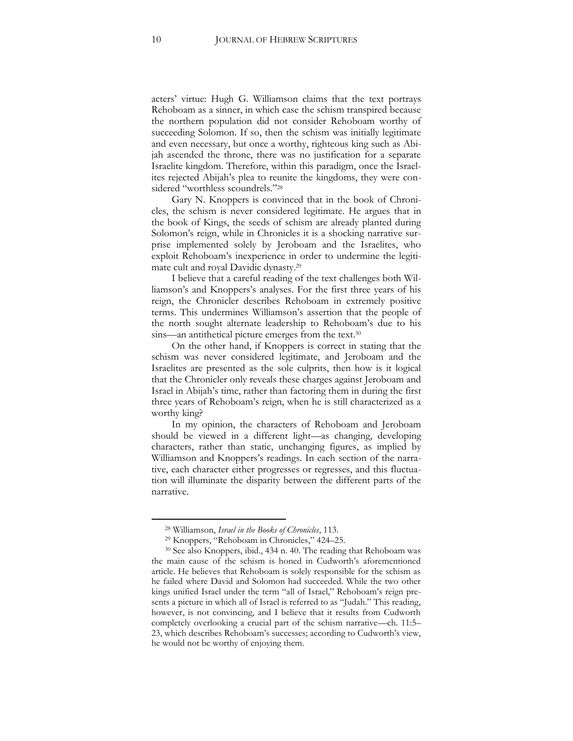acters' virtue: Hugh G. Williamson claims that the text portrays Rehoboam as a sinner, in which case the schism transpired because the northern population did not consider Rehoboam worthy of succeeding Solomon. If so, then the schism was initially legitimate and even necessary, but once a worthy, righteous king such as Abijah ascended the throne, there was no justification for a separate Israelite kingdom. Therefore, within this paradigm, once the Israelites rejected Abijah's plea to reunite the kingdoms, they were considered "worthless scoundrels."[28]

Gary N. Knoppers is convinced that in the book of Chronicles, the schism is never considered legitimate. He argues that in the book of Kings, the seeds of schism are already planted during Solomon's reign, while in Chronicles it is a shocking narrative surprise implemented solely by Jeroboam and the Israelites, who exploit Rehoboam's inexperience in order to undermine the legitimate cult and royal Davidic dynasty.[29]

I believe that a careful reading of the text challenges both Williamson's and Knoppers's analyses. For the first three years of his reign, the Chronicler describes Rehoboam in extremely positive terms. This undermines Williamson's assertion that the people of the north sought alternate leadership to Rehoboam's due to his sins—an antithetical picture emerges from the text.[30]

On the other hand, if Knoppers is correct in stating that the schism was never considered legitimate, and Jeroboam and the Israelites are presented as the sole culprits, then how is it logical that the Chronicler only reveals these charges against Jeroboam and Israel in Abijah's time, rather than factoring them in during the first three years of Rehoboam's reign, when he is still characterized as a worthy king?

In my opinion, the characters of Rehoboam and Jeroboam should be viewed in a different light—as changing, developing characters, rather than static, unchanging figures, as implied by Williamson and Knoppers's readings. In each section of the narrative, each character either progresses or regresses, and this fluctuation will illuminate the disparity between the different parts of the narrative.

---

[28] Williamson, *Israel in the Books of Chronicles*, 113.

[29] Knoppers, "Rehoboam in Chronicles," 424–25.

[30] See also Knoppers, ibid., 434 n. 40. The reading that Rehoboam was the main cause of the schism is honed in Cudworth's aforementioned article. He believes that Rehoboam is solely responsible for the schism as he failed where David and Solomon had succeeded. While the two other kings unified Israel under the term "all of Israel," Rehoboam's reign presents a picture in which all of Israel is referred to as "Judah." This reading, however, is not convincing, and I believe that it results from Cudworth completely overlooking a crucial part of the schism narrative—ch. 11:5–23, which describes Rehoboam's successes; according to Cudworth's view, he would not be worthy of enjoying them.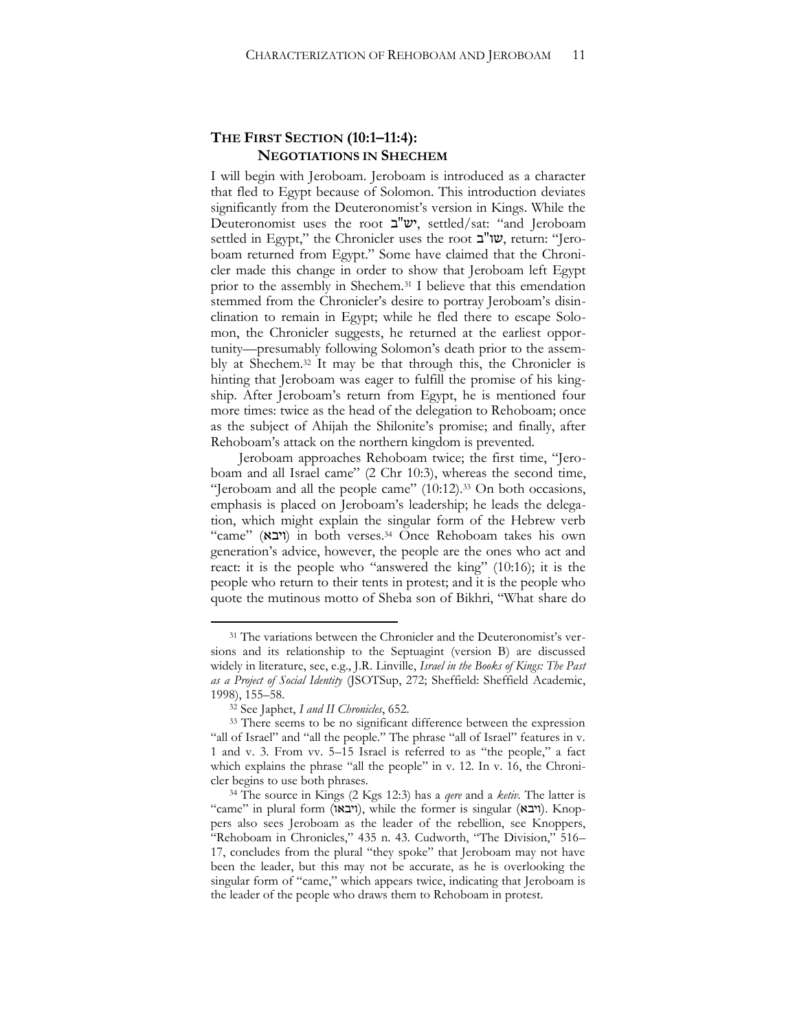## THE FIRST SECTION (10:1–11:4): NEGOTIATIONS IN SHECHEM

I will begin with Jeroboam. Jeroboam is introduced as a character that fled to Egypt because of Solomon. This introduction deviates significantly from the Deuteronomist's version in Kings. While the Deuteronomist uses the root יש"ב, settled/sat: "and Jeroboam settled in Egypt," the Chronicler uses the root שו"ב, return: "Jeroboam returned from Egypt." Some have claimed that the Chronicler made this change in order to show that Jeroboam left Egypt prior to the assembly in Shechem.[31] I believe that this emendation stemmed from the Chronicler's desire to portray Jeroboam's disinclination to remain in Egypt; while he fled there to escape Solomon, the Chronicler suggests, he returned at the earliest opportunity—presumably following Solomon's death prior to the assembly at Shechem.[32] It may be that through this, the Chronicler is hinting that Jeroboam was eager to fulfill the promise of his kingship. After Jeroboam's return from Egypt, he is mentioned four more times: twice as the head of the delegation to Rehoboam; once as the subject of Ahijah the Shilonite's promise; and finally, after Rehoboam's attack on the northern kingdom is prevented.

Jeroboam approaches Rehoboam twice; the first time, "Jeroboam and all Israel came" (2 Chr 10:3), whereas the second time, "Jeroboam and all the people came" (10:12).[33] On both occasions, emphasis is placed on Jeroboam's leadership; he leads the delegation, which might explain the singular form of the Hebrew verb "came" (ויבא) in both verses.[34] Once Rehoboam takes his own generation's advice, however, the people are the ones who act and react: it is the people who "answered the king" (10:16); it is the people who return to their tents in protest; and it is the people who quote the mutinous motto of Sheba son of Bikhri, "What share do

---

[31] The variations between the Chronicler and the Deuteronomist's versions and its relationship to the Septuagint (version B) are discussed widely in literature, see, e.g., J.R. Linville, *Israel in the Books of Kings: The Past as a Project of Social Identity* (JSOTSup, 272; Sheffield: Sheffield Academic, 1998), 155–58.

[32] See Japhet, *I and II Chronicles*, 652.

[33] There seems to be no significant difference between the expression "all of Israel" and "all the people." The phrase "all of Israel" features in v. 1 and v. 3. From vv. 5–15 Israel is referred to as "the people," a fact which explains the phrase "all the people" in v. 12. In v. 16, the Chronicler begins to use both phrases.

[34] The source in Kings (2 Kgs 12:3) has a *qere* and a *ketiv*. The latter is "came" in plural form (ויבאו), while the former is singular (ויבא). Knoppers also sees Jeroboam as the leader of the rebellion, see Knoppers, "Rehoboam in Chronicles," 435 n. 43. Cudworth, "The Division," 516–17, concludes from the plural "they spoke" that Jeroboam may not have been the leader, but this may not be accurate, as he is overlooking the singular form of "came," which appears twice, indicating that Jeroboam is the leader of the people who draws them to Rehoboam in protest.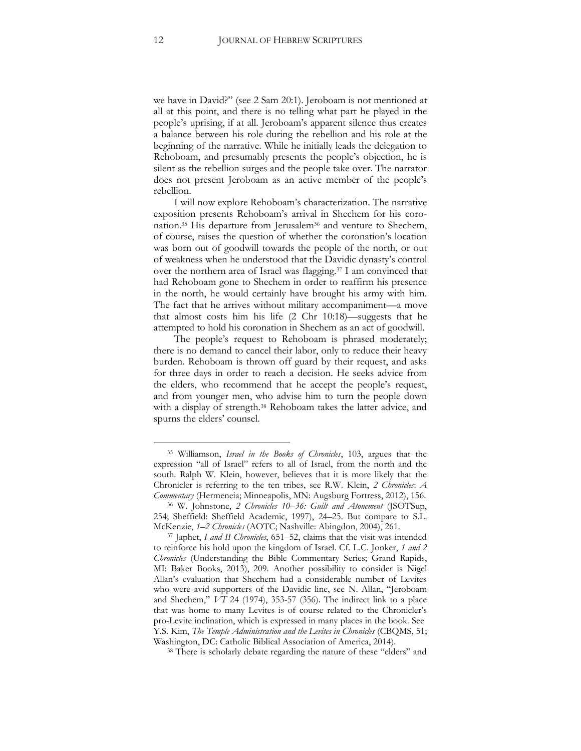we have in David?" (see 2 Sam 20:1). Jeroboam is not mentioned at all at this point, and there is no telling what part he played in the people's uprising, if at all. Jeroboam's apparent silence thus creates a balance between his role during the rebellion and his role at the beginning of the narrative. While he initially leads the delegation to Rehoboam, and presumably presents the people's objection, he is silent as the rebellion surges and the people take over. The narrator does not present Jeroboam as an active member of the people's rebellion.

I will now explore Rehoboam's characterization. The narrative exposition presents Rehoboam's arrival in Shechem for his coronation.[35] His departure from Jerusalem[36] and venture to Shechem, of course, raises the question of whether the coronation's location was born out of goodwill towards the people of the north, or out of weakness when he understood that the Davidic dynasty's control over the northern area of Israel was flagging.[37] I am convinced that had Rehoboam gone to Shechem in order to reaffirm his presence in the north, he would certainly have brought his army with him. The fact that he arrives without military accompaniment—a move that almost costs him his life (2 Chr 10:18)—suggests that he attempted to hold his coronation in Shechem as an act of goodwill.

The people's request to Rehoboam is phrased moderately; there is no demand to cancel their labor, only to reduce their heavy burden. Rehoboam is thrown off guard by their request, and asks for three days in order to reach a decision. He seeks advice from the elders, who recommend that he accept the people's request, and from younger men, who advise him to turn the people down with a display of strength.[38] Rehoboam takes the latter advice, and spurns the elders' counsel.

---

[35] Williamson, *Israel in the Books of Chronicles*, 103, argues that the expression "all of Israel" refers to all of Israel, from the north and the south. Ralph W. Klein, however, believes that it is more likely that the Chronicler is referring to the ten tribes, see R.W. Klein, *2 Chronicles*: *A Commentary* (Hermeneia; Minneapolis, MN: Augsburg Fortress, 2012), 156.

[36] W. Johnstone, *2 Chronicles 10–36: Guilt and Atonement* (JSOTSup, 254; Sheffield: Sheffield Academic, 1997), 24–25. But compare to S.L. McKenzie, *1–2 Chronicles* (AOTC; Nashville: Abingdon, 2004), 261.

[37] Japhet, *I and II Chronicles*, 651–52, claims that the visit was intended to reinforce his hold upon the kingdom of Israel. Cf. L.C. Jonker, *1 and 2 Chronicles* (Understanding the Bible Commentary Series; Grand Rapids, MI: Baker Books, 2013), 209. Another possibility to consider is Nigel Allan's evaluation that Shechem had a considerable number of Levites who were avid supporters of the Davidic line, see N. Allan, "Jeroboam and Shechem," *VT* 24 (1974), 353-57 (356). The indirect link to a place that was home to many Levites is of course related to the Chronicler's pro-Levite inclination, which is expressed in many places in the book. See Y.S. Kim, *The Temple Administration and the Levites in Chronicles* (CBQMS, 51; Washington, DC: Catholic Biblical Association of America, 2014).

[38] There is scholarly debate regarding the nature of these "elders" and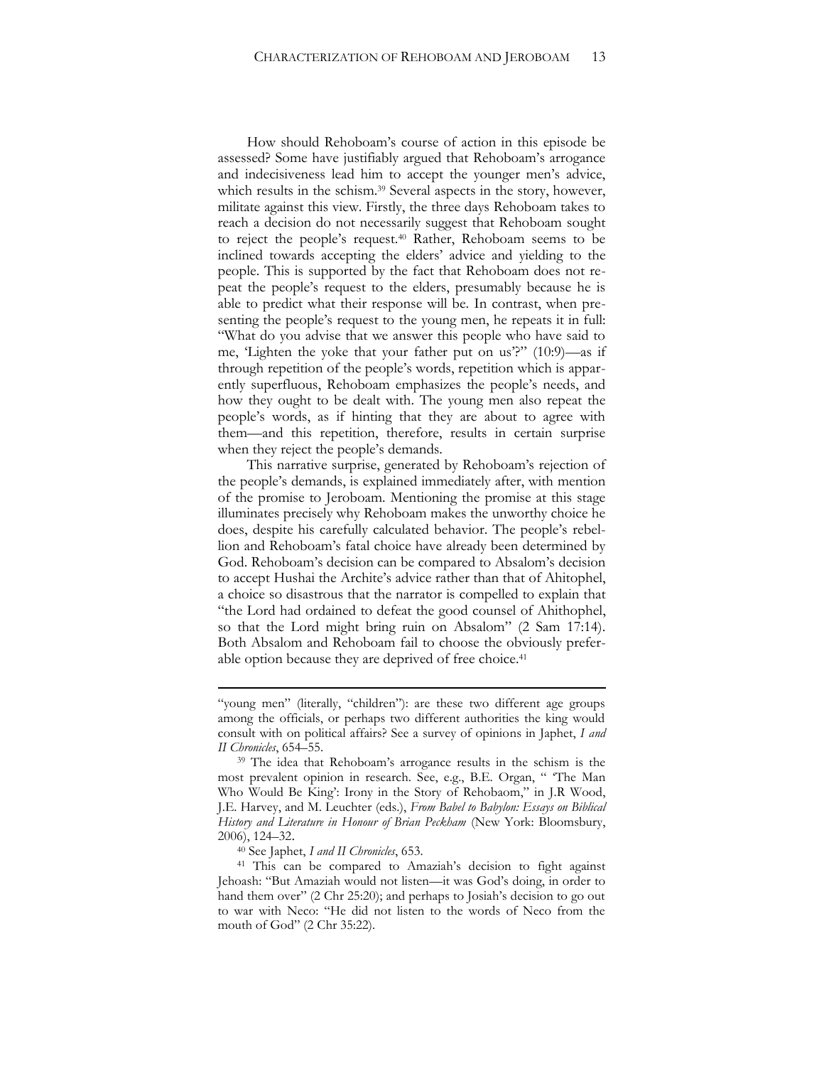How should Rehoboam's course of action in this episode be assessed? Some have justifiably argued that Rehoboam's arrogance and indecisiveness lead him to accept the younger men's advice, which results in the schism.[39] Several aspects in the story, however, militate against this view. Firstly, the three days Rehoboam takes to reach a decision do not necessarily suggest that Rehoboam sought to reject the people's request.[40] Rather, Rehoboam seems to be inclined towards accepting the elders' advice and yielding to the people. This is supported by the fact that Rehoboam does not repeat the people's request to the elders, presumably because he is able to predict what their response will be. In contrast, when presenting the people's request to the young men, he repeats it in full: "What do you advise that we answer this people who have said to me, 'Lighten the yoke that your father put on us'?" (10:9)—as if through repetition of the people's words, repetition which is apparently superfluous, Rehoboam emphasizes the people's needs, and how they ought to be dealt with. The young men also repeat the people's words, as if hinting that they are about to agree with them—and this repetition, therefore, results in certain surprise when they reject the people's demands.

This narrative surprise, generated by Rehoboam's rejection of the people's demands, is explained immediately after, with mention of the promise to Jeroboam. Mentioning the promise at this stage illuminates precisely why Rehoboam makes the unworthy choice he does, despite his carefully calculated behavior. The people's rebellion and Rehoboam's fatal choice have already been determined by God. Rehoboam's decision can be compared to Absalom's decision to accept Hushai the Archite's advice rather than that of Ahitophel, a choice so disastrous that the narrator is compelled to explain that "the Lord had ordained to defeat the good counsel of Ahithophel, so that the Lord might bring ruin on Absalom" (2 Sam 17:14). Both Absalom and Rehoboam fail to choose the obviously preferable option because they are deprived of free choice.[41]

---

"young men" (literally, "children"): are these two different age groups among the officials, or perhaps two different authorities the king would consult with on political affairs? See a survey of opinions in Japhet, *I and II Chronicles*, 654–55.

[39] The idea that Rehoboam's arrogance results in the schism is the most prevalent opinion in research. See, e.g., B.E. Organ, " 'The Man Who Would Be King': Irony in the Story of Rehobaom," in J.R Wood, J.E. Harvey, and M. Leuchter (eds.), *From Babel to Babylon: Essays on Biblical History and Literature in Honour of Brian Peckham* (New York: Bloomsbury, 2006), 124–32.

[40] See Japhet, *I and II Chronicles*, 653.

[41] This can be compared to Amaziah's decision to fight against Jehoash: "But Amaziah would not listen—it was God's doing, in order to hand them over" (2 Chr 25:20); and perhaps to Josiah's decision to go out to war with Neco: "He did not listen to the words of Neco from the mouth of God" (2 Chr 35:22).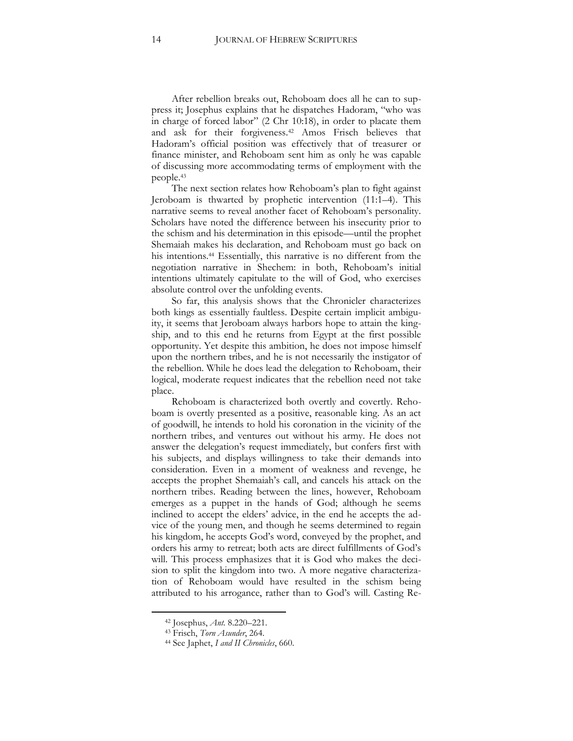After rebellion breaks out, Rehoboam does all he can to suppress it; Josephus explains that he dispatches Hadoram, "who was in charge of forced labor" (2 Chr 10:18), in order to placate them and ask for their forgiveness.[42] Amos Frisch believes that Hadoram's official position was effectively that of treasurer or finance minister, and Rehoboam sent him as only he was capable of discussing more accommodating terms of employment with the people.[43]

The next section relates how Rehoboam's plan to fight against Jeroboam is thwarted by prophetic intervention (11:1–4). This narrative seems to reveal another facet of Rehoboam's personality. Scholars have noted the difference between his insecurity prior to the schism and his determination in this episode—until the prophet Shemaiah makes his declaration, and Rehoboam must go back on his intentions.[44] Essentially, this narrative is no different from the negotiation narrative in Shechem: in both, Rehoboam's initial intentions ultimately capitulate to the will of God, who exercises absolute control over the unfolding events.

So far, this analysis shows that the Chronicler characterizes both kings as essentially faultless. Despite certain implicit ambiguity, it seems that Jeroboam always harbors hope to attain the kingship, and to this end he returns from Egypt at the first possible opportunity. Yet despite this ambition, he does not impose himself upon the northern tribes, and he is not necessarily the instigator of the rebellion. While he does lead the delegation to Rehoboam, their logical, moderate request indicates that the rebellion need not take place.

Rehoboam is characterized both overtly and covertly. Rehoboam is overtly presented as a positive, reasonable king. As an act of goodwill, he intends to hold his coronation in the vicinity of the northern tribes, and ventures out without his army. He does not answer the delegation's request immediately, but confers first with his subjects, and displays willingness to take their demands into consideration. Even in a moment of weakness and revenge, he accepts the prophet Shemaiah's call, and cancels his attack on the northern tribes. Reading between the lines, however, Rehoboam emerges as a puppet in the hands of God; although he seems inclined to accept the elders' advice, in the end he accepts the advice of the young men, and though he seems determined to regain his kingdom, he accepts God's word, conveyed by the prophet, and orders his army to retreat; both acts are direct fulfillments of God's will. This process emphasizes that it is God who makes the decision to split the kingdom into two. A more negative characterization of Rehoboam would have resulted in the schism being attributed to his arrogance, rather than to God's will. Casting Re-

---

[42] Josephus, *Ant.* 8.220–221.

[43] Frisch, *Torn Asunder*, 264.

[44] See Japhet, *I and II Chronicles*, 660.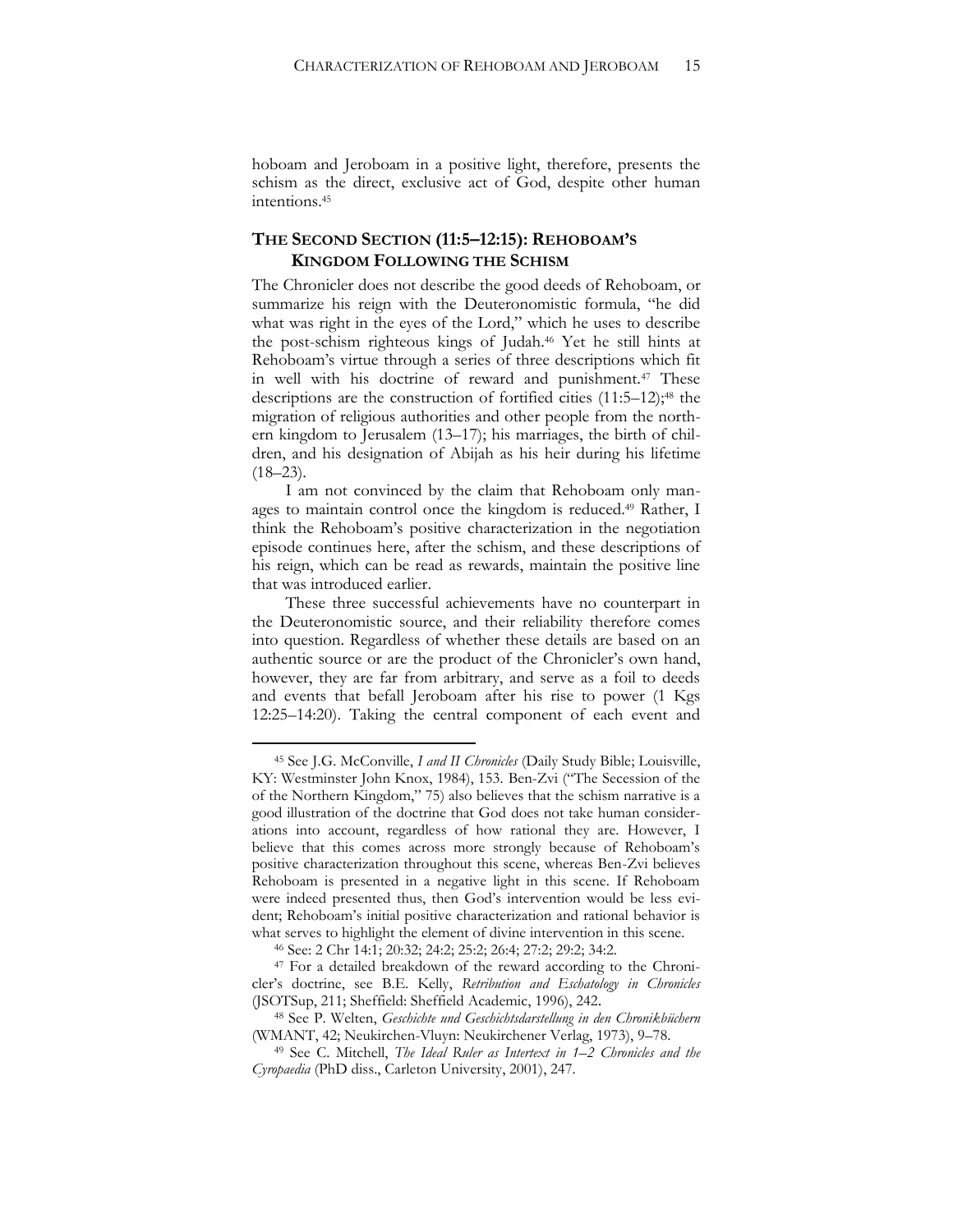hoboam and Jeroboam in a positive light, therefore, presents the schism as the direct, exclusive act of God, despite other human intentions.[45]

## THE SECOND SECTION (11:5–12:15): REHOBOAM'S KINGDOM FOLLOWING THE SCHISM

The Chronicler does not describe the good deeds of Rehoboam, or summarize his reign with the Deuteronomistic formula, "he did what was right in the eyes of the Lord," which he uses to describe the post-schism righteous kings of Judah.[46] Yet he still hints at Rehoboam's virtue through a series of three descriptions which fit in well with his doctrine of reward and punishment.[47] These descriptions are the construction of fortified cities (11:5–12);[48] the migration of religious authorities and other people from the northern kingdom to Jerusalem (13–17); his marriages, the birth of children, and his designation of Abijah as his heir during his lifetime (18–23).

I am not convinced by the claim that Rehoboam only manages to maintain control once the kingdom is reduced.[49] Rather, I think the Rehoboam's positive characterization in the negotiation episode continues here, after the schism, and these descriptions of his reign, which can be read as rewards, maintain the positive line that was introduced earlier.

These three successful achievements have no counterpart in the Deuteronomistic source, and their reliability therefore comes into question. Regardless of whether these details are based on an authentic source or are the product of the Chronicler's own hand, however, they are far from arbitrary, and serve as a foil to deeds and events that befall Jeroboam after his rise to power (1 Kgs 12:25–14:20). Taking the central component of each event and

---

[45] See J.G. McConville, *I and II Chronicles* (Daily Study Bible; Louisville, KY: Westminster John Knox, 1984), 153. Ben-Zvi ("The Secession of the of the Northern Kingdom," 75) also believes that the schism narrative is a good illustration of the doctrine that God does not take human considerations into account, regardless of how rational they are. However, I believe that this comes across more strongly because of Rehoboam's positive characterization throughout this scene, whereas Ben-Zvi believes Rehoboam is presented in a negative light in this scene. If Rehoboam were indeed presented thus, then God's intervention would be less evident; Rehoboam's initial positive characterization and rational behavior is what serves to highlight the element of divine intervention in this scene.

[46] See: 2 Chr 14:1; 20:32; 24:2; 25:2; 26:4; 27:2; 29:2; 34:2.

[47] For a detailed breakdown of the reward according to the Chronicler's doctrine, see B.E. Kelly, *Retribution and Eschatology in Chronicles* (JSOTSup, 211; Sheffield: Sheffield Academic, 1996), 242.

[48] See P. Welten, *Geschichte und Geschichtsdarstellung in den Chronikbüchern* (WMANT, 42; Neukirchen-Vluyn: Neukirchener Verlag, 1973), 9–78.

[49] See C. Mitchell, *The Ideal Ruler as Intertext in 1–2 Chronicles and the Cyropaedia* (PhD diss., Carleton University, 2001), 247.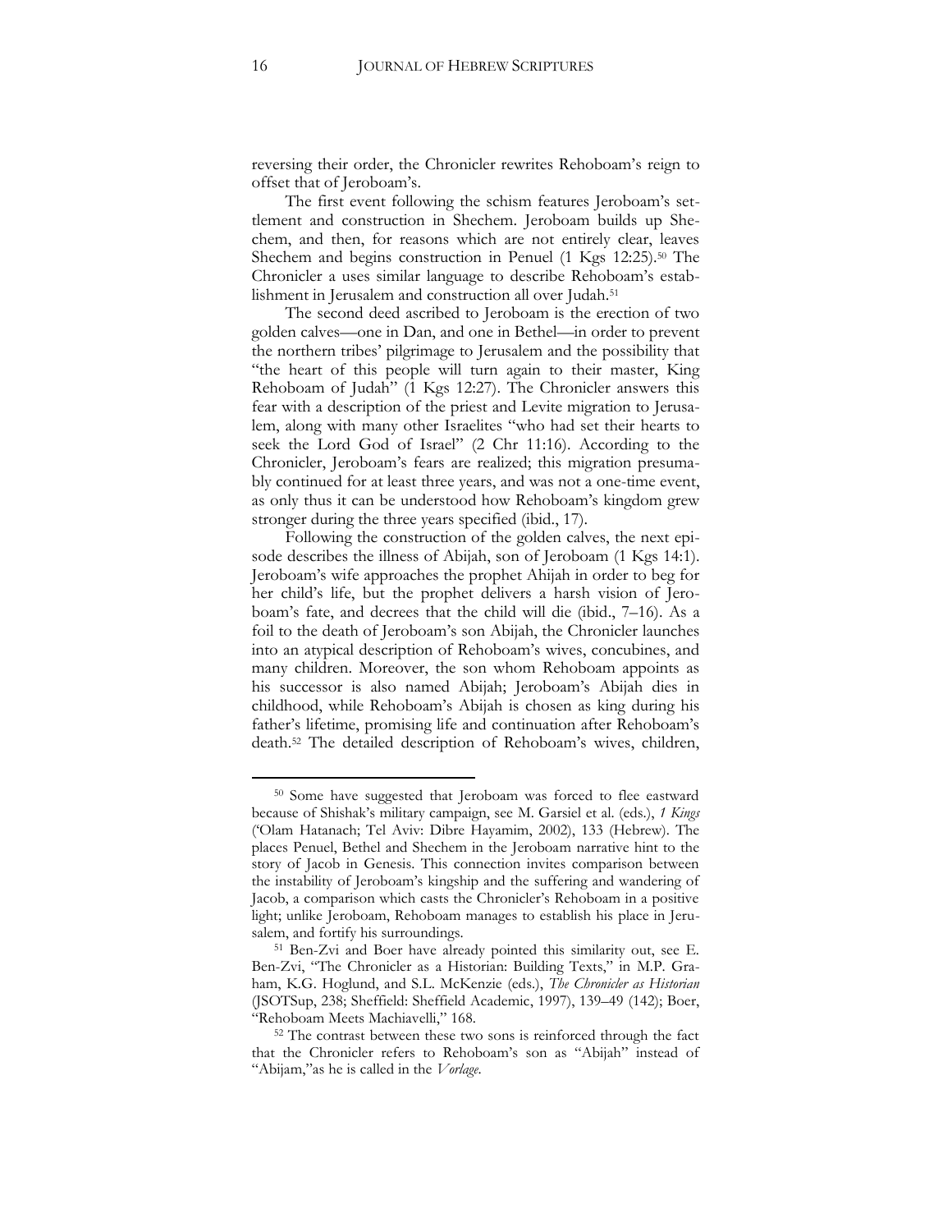reversing their order, the Chronicler rewrites Rehoboam's reign to offset that of Jeroboam's.

The first event following the schism features Jeroboam's settlement and construction in Shechem. Jeroboam builds up Shechem, and then, for reasons which are not entirely clear, leaves Shechem and begins construction in Penuel (1 Kgs 12:25).[50] The Chronicler a uses similar language to describe Rehoboam's establishment in Jerusalem and construction all over Judah.[51]

The second deed ascribed to Jeroboam is the erection of two golden calves—one in Dan, and one in Bethel—in order to prevent the northern tribes' pilgrimage to Jerusalem and the possibility that "the heart of this people will turn again to their master, King Rehoboam of Judah" (1 Kgs 12:27). The Chronicler answers this fear with a description of the priest and Levite migration to Jerusalem, along with many other Israelites "who had set their hearts to seek the Lord God of Israel" (2 Chr 11:16). According to the Chronicler, Jeroboam's fears are realized; this migration presumably continued for at least three years, and was not a one-time event, as only thus it can be understood how Rehoboam's kingdom grew stronger during the three years specified (ibid., 17).

Following the construction of the golden calves, the next episode describes the illness of Abijah, son of Jeroboam (1 Kgs 14:1). Jeroboam's wife approaches the prophet Ahijah in order to beg for her child's life, but the prophet delivers a harsh vision of Jeroboam's fate, and decrees that the child will die (ibid., 7–16). As a foil to the death of Jeroboam's son Abijah, the Chronicler launches into an atypical description of Rehoboam's wives, concubines, and many children. Moreover, the son whom Rehoboam appoints as his successor is also named Abijah; Jeroboam's Abijah dies in childhood, while Rehoboam's Abijah is chosen as king during his father's lifetime, promising life and continuation after Rehoboam's death.[52] The detailed description of Rehoboam's wives, children,

---

[50] Some have suggested that Jeroboam was forced to flee eastward because of Shishak's military campaign, see M. Garsiel et al. (eds.), *1 Kings* ('Olam Hatanach; Tel Aviv: Dibre Hayamim, 2002), 133 (Hebrew). The places Penuel, Bethel and Shechem in the Jeroboam narrative hint to the story of Jacob in Genesis. This connection invites comparison between the instability of Jeroboam's kingship and the suffering and wandering of Jacob, a comparison which casts the Chronicler's Rehoboam in a positive light; unlike Jeroboam, Rehoboam manages to establish his place in Jerusalem, and fortify his surroundings.

[51] Ben-Zvi and Boer have already pointed this similarity out, see E. Ben-Zvi, "The Chronicler as a Historian: Building Texts," in M.P. Graham, K.G. Hoglund, and S.L. McKenzie (eds.), *The Chronicler as Historian* (JSOTSup, 238; Sheffield: Sheffield Academic, 1997), 139–49 (142); Boer, "Rehoboam Meets Machiavelli," 168.

[52] The contrast between these two sons is reinforced through the fact that the Chronicler refers to Rehoboam's son as "Abijah" instead of "Abijam,"as he is called in the *Vorlage*.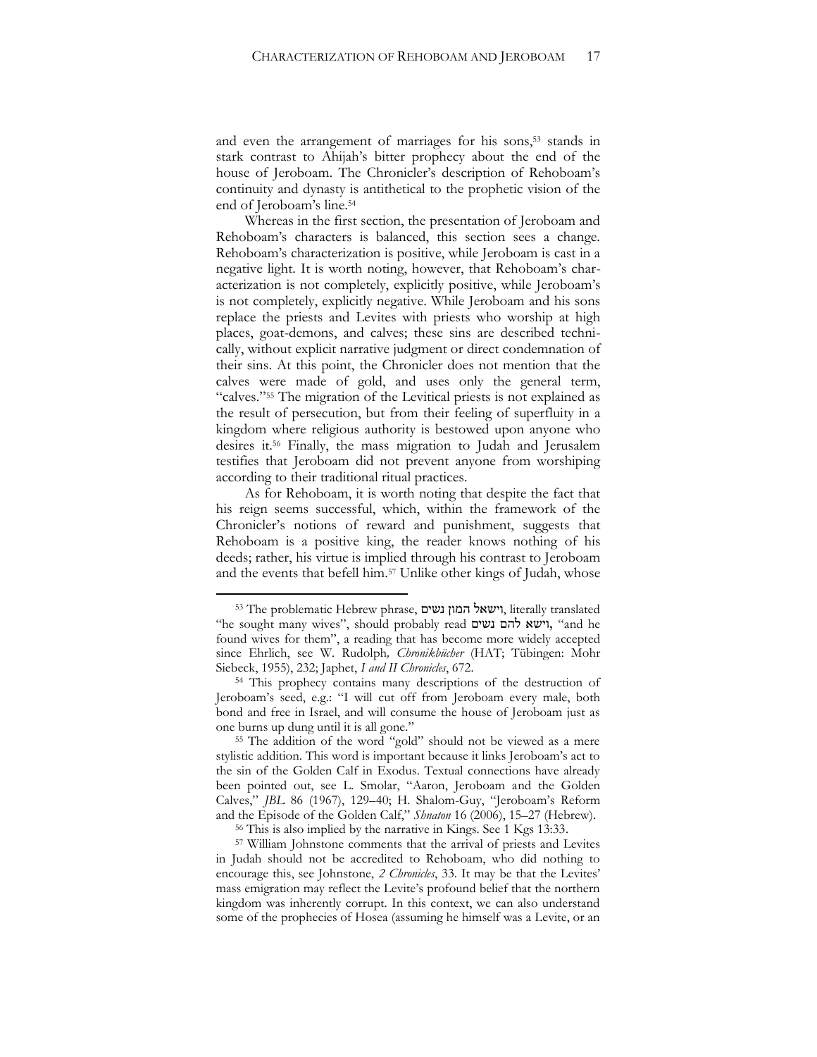and even the arrangement of marriages for his sons,[53] stands in stark contrast to Ahijah's bitter prophecy about the end of the house of Jeroboam. The Chronicler's description of Rehoboam's continuity and dynasty is antithetical to the prophetic vision of the end of Jeroboam's line.[54]

Whereas in the first section, the presentation of Jeroboam and Rehoboam's characters is balanced, this section sees a change. Rehoboam's characterization is positive, while Jeroboam is cast in a negative light. It is worth noting, however, that Rehoboam's characterization is not completely, explicitly positive, while Jeroboam's is not completely, explicitly negative. While Jeroboam and his sons replace the priests and Levites with priests who worship at high places, goat-demons, and calves; these sins are described technically, without explicit narrative judgment or direct condemnation of their sins. At this point, the Chronicler does not mention that the calves were made of gold, and uses only the general term, "calves."[55] The migration of the Levitical priests is not explained as the result of persecution, but from their feeling of superfluity in a kingdom where religious authority is bestowed upon anyone who desires it.[56] Finally, the mass migration to Judah and Jerusalem testifies that Jeroboam did not prevent anyone from worshiping according to their traditional ritual practices.

As for Rehoboam, it is worth noting that despite the fact that his reign seems successful, which, within the framework of the Chronicler's notions of reward and punishment, suggests that Rehoboam is a positive king, the reader knows nothing of his deeds; rather, his virtue is implied through his contrast to Jeroboam and the events that befell him.[57] Unlike other kings of Judah, whose

---

[53] The problematic Hebrew phrase, וישאל המון נשים, literally translated "he sought many wives", should probably read וישא להם נשים, "and he found wives for them", a reading that has become more widely accepted since Ehrlich, see W. Rudolph, *Chronikbücher* (HAT; Tübingen: Mohr Siebeck, 1955), 232; Japhet, *I and II Chronicles*, 672.

[54] This prophecy contains many descriptions of the destruction of Jeroboam's seed, e.g.: "I will cut off from Jeroboam every male, both bond and free in Israel, and will consume the house of Jeroboam just as one burns up dung until it is all gone."

[55] The addition of the word "gold" should not be viewed as a mere stylistic addition. This word is important because it links Jeroboam's act to the sin of the Golden Calf in Exodus. Textual connections have already been pointed out, see L. Smolar, "Aaron, Jeroboam and the Golden Calves," *JBL* 86 (1967), 129–40; H. Shalom-Guy, "Jeroboam's Reform and the Episode of the Golden Calf," *Shnaton* 16 (2006), 15–27 (Hebrew).

[56] This is also implied by the narrative in Kings. See 1 Kgs 13:33.

[57] William Johnstone comments that the arrival of priests and Levites in Judah should not be accredited to Rehoboam, who did nothing to encourage this, see Johnstone, *2 Chronicles*, 33. It may be that the Levites' mass emigration may reflect the Levite's profound belief that the northern kingdom was inherently corrupt. In this context, we can also understand some of the prophecies of Hosea (assuming he himself was a Levite, or an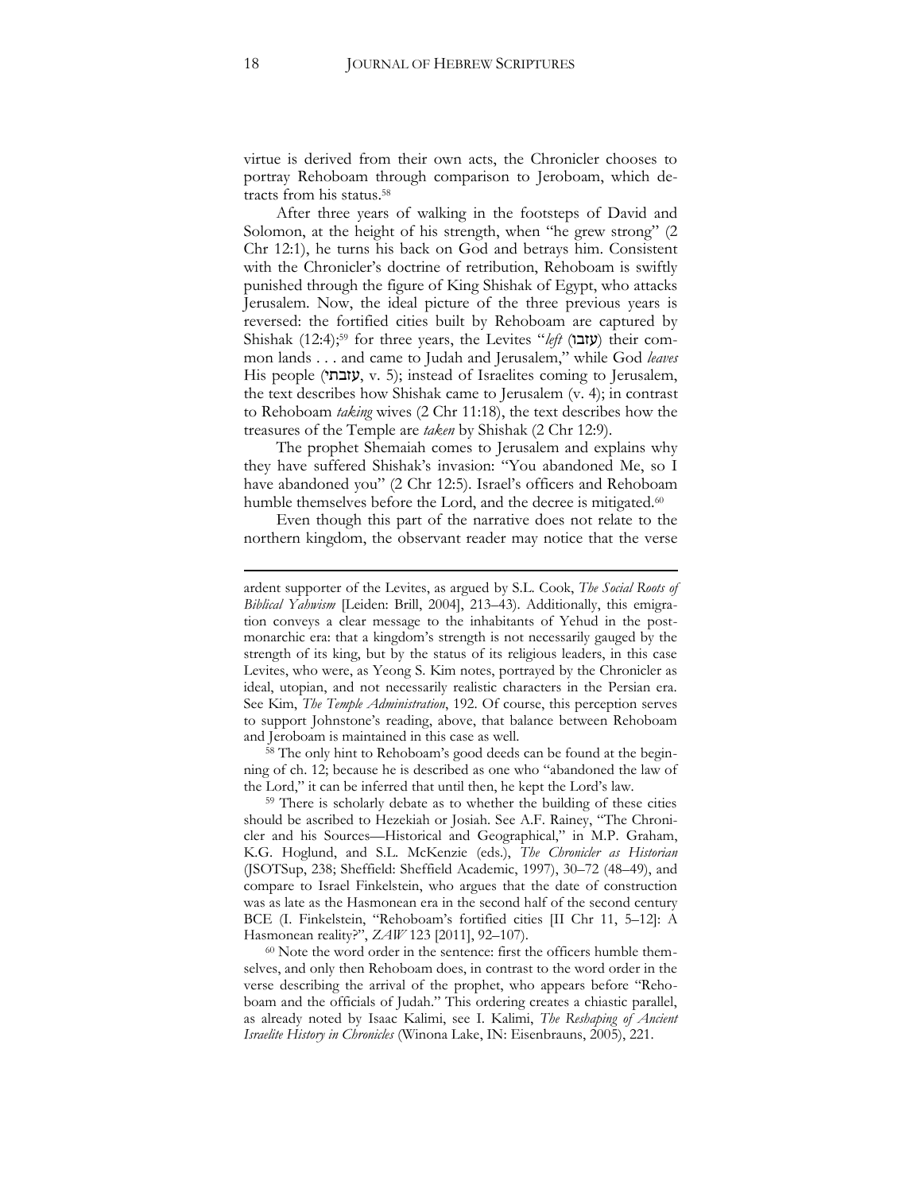virtue is derived from their own acts, the Chronicler chooses to portray Rehoboam through comparison to Jeroboam, which detracts from his status.[58]

After three years of walking in the footsteps of David and Solomon, at the height of his strength, when "he grew strong" (2 Chr 12:1), he turns his back on God and betrays him. Consistent with the Chronicler's doctrine of retribution, Rehoboam is swiftly punished through the figure of King Shishak of Egypt, who attacks Jerusalem. Now, the ideal picture of the three previous years is reversed: the fortified cities built by Rehoboam are captured by Shishak (12:4);[59] for three years, the Levites "*left* (עזבו) their common lands . . . and came to Judah and Jerusalem," while God *leaves* His people (עזבתי, v. 5); instead of Israelites coming to Jerusalem, the text describes how Shishak came to Jerusalem (v. 4); in contrast to Rehoboam *taking* wives (2 Chr 11:18), the text describes how the treasures of the Temple are *taken* by Shishak (2 Chr 12:9).

The prophet Shemaiah comes to Jerusalem and explains why they have suffered Shishak's invasion: "You abandoned Me, so I have abandoned you" (2 Chr 12:5). Israel's officers and Rehoboam humble themselves before the Lord, and the decree is mitigated.[60]

Even though this part of the narrative does not relate to the northern kingdom, the observant reader may notice that the verse

---

ardent supporter of the Levites, as argued by S.L. Cook, *The Social Roots of Biblical Yahwism* [Leiden: Brill, 2004], 213–43). Additionally, this emigration conveys a clear message to the inhabitants of Yehud in the post-monarchic era: that a kingdom's strength is not necessarily gauged by the strength of its king, but by the status of its religious leaders, in this case Levites, who were, as Yeong S. Kim notes, portrayed by the Chronicler as ideal, utopian, and not necessarily realistic characters in the Persian era. See Kim, *The Temple Administration*, 192. Of course, this perception serves to support Johnstone's reading, above, that balance between Rehoboam and Jeroboam is maintained in this case as well.

[58] The only hint to Rehoboam's good deeds can be found at the beginning of ch. 12; because he is described as one who "abandoned the law of the Lord," it can be inferred that until then, he kept the Lord's law.

[59] There is scholarly debate as to whether the building of these cities should be ascribed to Hezekiah or Josiah. See A.F. Rainey, "The Chronicler and his Sources—Historical and Geographical," in M.P. Graham, K.G. Hoglund, and S.L. McKenzie (eds.), *The Chronicler as Historian* (JSOTSup, 238; Sheffield: Sheffield Academic, 1997), 30–72 (48–49), and compare to Israel Finkelstein, who argues that the date of construction was as late as the Hasmonean era in the second half of the second century BCE (I. Finkelstein, "Rehoboam's fortified cities [II Chr 11, 5–12]: A Hasmonean reality?", *ZAW* 123 [2011], 92–107).

[60] Note the word order in the sentence: first the officers humble themselves, and only then Rehoboam does, in contrast to the word order in the verse describing the arrival of the prophet, who appears before "Rehoboam and the officials of Judah." This ordering creates a chiastic parallel, as already noted by Isaac Kalimi, see I. Kalimi, *The Reshaping of Ancient Israelite History in Chronicles* (Winona Lake, IN: Eisenbrauns, 2005), 221.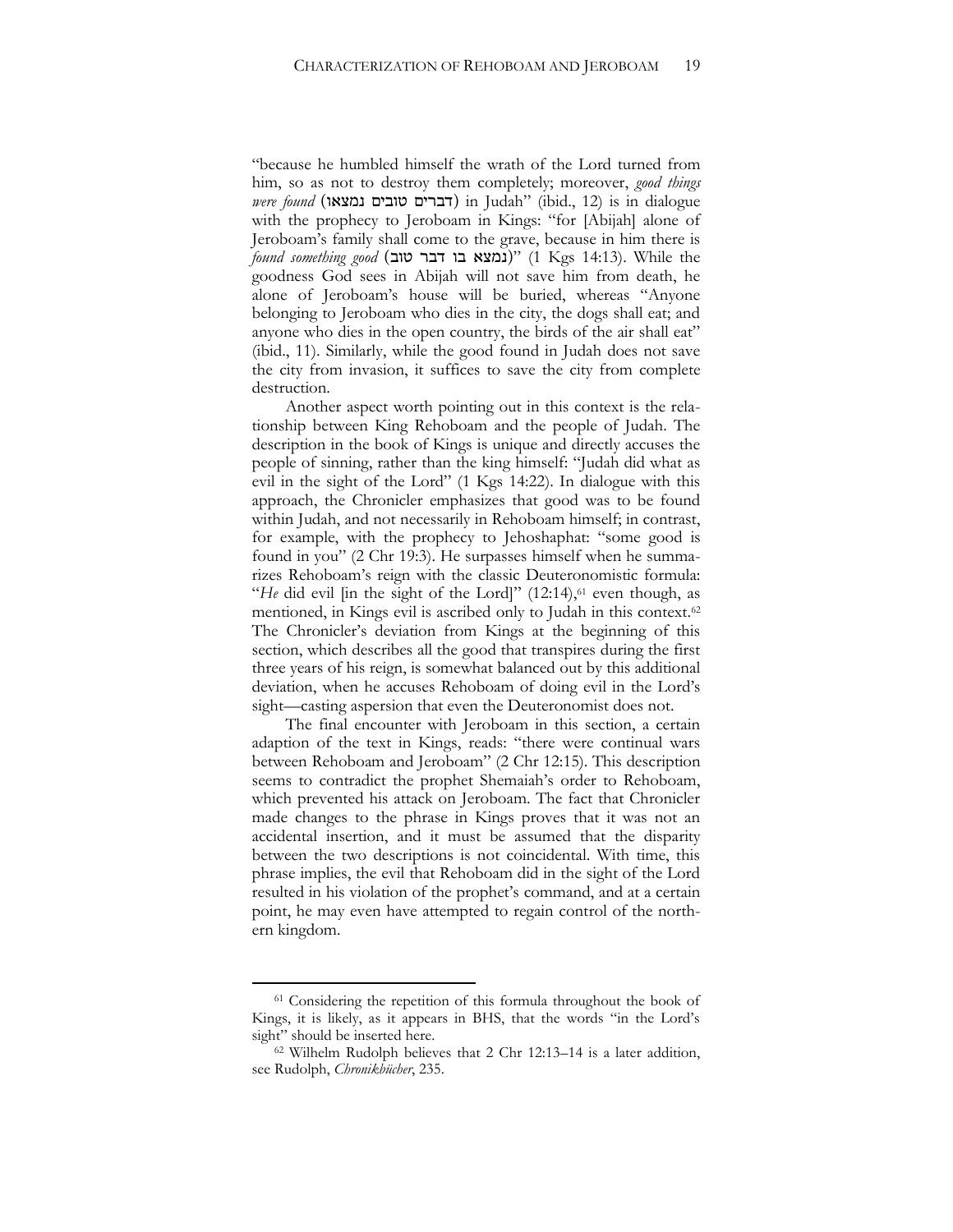"because he humbled himself the wrath of the Lord turned from him, so as not to destroy them completely; moreover, *good things were found* (דברים טובים נמצאו) in Judah" (ibid., 12) is in dialogue with the prophecy to Jeroboam in Kings: "for [Abijah] alone of Jeroboam's family shall come to the grave, because in him there is *found something good* (נמצא בו דבר טוב)" (1 Kgs 14:13). While the goodness God sees in Abijah will not save him from death, he alone of Jeroboam's house will be buried, whereas "Anyone belonging to Jeroboam who dies in the city, the dogs shall eat; and anyone who dies in the open country, the birds of the air shall eat" (ibid., 11). Similarly, while the good found in Judah does not save the city from invasion, it suffices to save the city from complete destruction.

Another aspect worth pointing out in this context is the relationship between King Rehoboam and the people of Judah. The description in the book of Kings is unique and directly accuses the people of sinning, rather than the king himself: "Judah did what as evil in the sight of the Lord" (1 Kgs 14:22). In dialogue with this approach, the Chronicler emphasizes that good was to be found within Judah, and not necessarily in Rehoboam himself; in contrast, for example, with the prophecy to Jehoshaphat: "some good is found in you" (2 Chr 19:3). He surpasses himself when he summarizes Rehoboam's reign with the classic Deuteronomistic formula: "*He* did evil [in the sight of the Lord]" (12:14),[61] even though, as mentioned, in Kings evil is ascribed only to Judah in this context.[62] The Chronicler's deviation from Kings at the beginning of this section, which describes all the good that transpires during the first three years of his reign, is somewhat balanced out by this additional deviation, when he accuses Rehoboam of doing evil in the Lord's sight—casting aspersion that even the Deuteronomist does not.

The final encounter with Jeroboam in this section, a certain adaption of the text in Kings, reads: "there were continual wars between Rehoboam and Jeroboam" (2 Chr 12:15). This description seems to contradict the prophet Shemaiah's order to Rehoboam, which prevented his attack on Jeroboam. The fact that Chronicler made changes to the phrase in Kings proves that it was not an accidental insertion, and it must be assumed that the disparity between the two descriptions is not coincidental. With time, this phrase implies, the evil that Rehoboam did in the sight of the Lord resulted in his violation of the prophet's command, and at a certain point, he may even have attempted to regain control of the northern kingdom.

---

[61] Considering the repetition of this formula throughout the book of Kings, it is likely, as it appears in BHS, that the words "in the Lord's sight" should be inserted here.

[62] Wilhelm Rudolph believes that 2 Chr 12:13–14 is a later addition, see Rudolph, *Chronikbücher*, 235.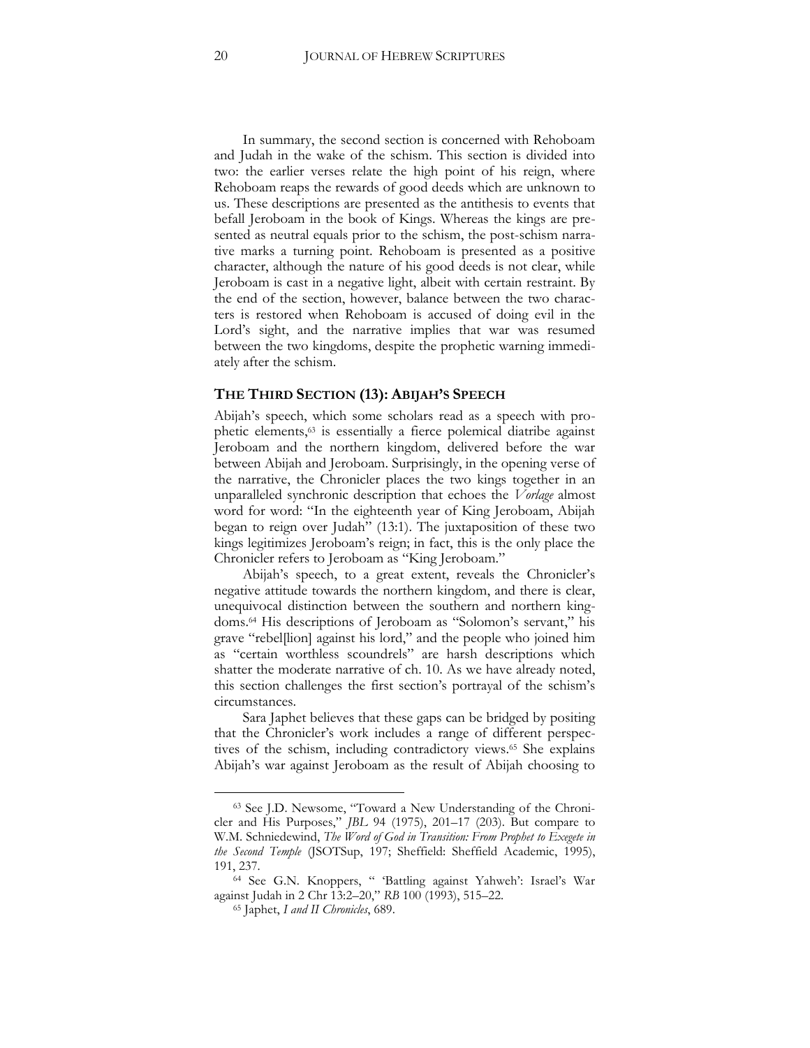In summary, the second section is concerned with Rehoboam and Judah in the wake of the schism. This section is divided into two: the earlier verses relate the high point of his reign, where Rehoboam reaps the rewards of good deeds which are unknown to us. These descriptions are presented as the antithesis to events that befall Jeroboam in the book of Kings. Whereas the kings are presented as neutral equals prior to the schism, the post-schism narrative marks a turning point. Rehoboam is presented as a positive character, although the nature of his good deeds is not clear, while Jeroboam is cast in a negative light, albeit with certain restraint. By the end of the section, however, balance between the two characters is restored when Rehoboam is accused of doing evil in the Lord's sight, and the narrative implies that war was resumed between the two kingdoms, despite the prophetic warning immediately after the schism.

## THE THIRD SECTION (13): ABIJAH'S SPEECH

Abijah's speech, which some scholars read as a speech with prophetic elements,[63] is essentially a fierce polemical diatribe against Jeroboam and the northern kingdom, delivered before the war between Abijah and Jeroboam. Surprisingly, in the opening verse of the narrative, the Chronicler places the two kings together in an unparalleled synchronic description that echoes the *Vorlage* almost word for word: "In the eighteenth year of King Jeroboam, Abijah began to reign over Judah" (13:1). The juxtaposition of these two kings legitimizes Jeroboam's reign; in fact, this is the only place the Chronicler refers to Jeroboam as "King Jeroboam."

Abijah's speech, to a great extent, reveals the Chronicler's negative attitude towards the northern kingdom, and there is clear, unequivocal distinction between the southern and northern kingdoms.[64] His descriptions of Jeroboam as "Solomon's servant," his grave "rebel[lion] against his lord," and the people who joined him as "certain worthless scoundrels" are harsh descriptions which shatter the moderate narrative of ch. 10. As we have already noted, this section challenges the first section's portrayal of the schism's circumstances.

Sara Japhet believes that these gaps can be bridged by positing that the Chronicler's work includes a range of different perspectives of the schism, including contradictory views.[65] She explains Abijah's war against Jeroboam as the result of Abijah choosing to

---

[63] See J.D. Newsome, "Toward a New Understanding of the Chronicler and His Purposes," *JBL* 94 (1975), 201–17 (203). But compare to W.M. Schniedewind, *The Word of God in Transition: From Prophet to Exegete in the Second Temple* (JSOTSup, 197; Sheffield: Sheffield Academic, 1995), 191, 237.

[64] See G.N. Knoppers, " 'Battling against Yahweh': Israel's War against Judah in 2 Chr 13:2–20," *RB* 100 (1993), 515–22.

[65] Japhet, *I and II Chronicles*, 689.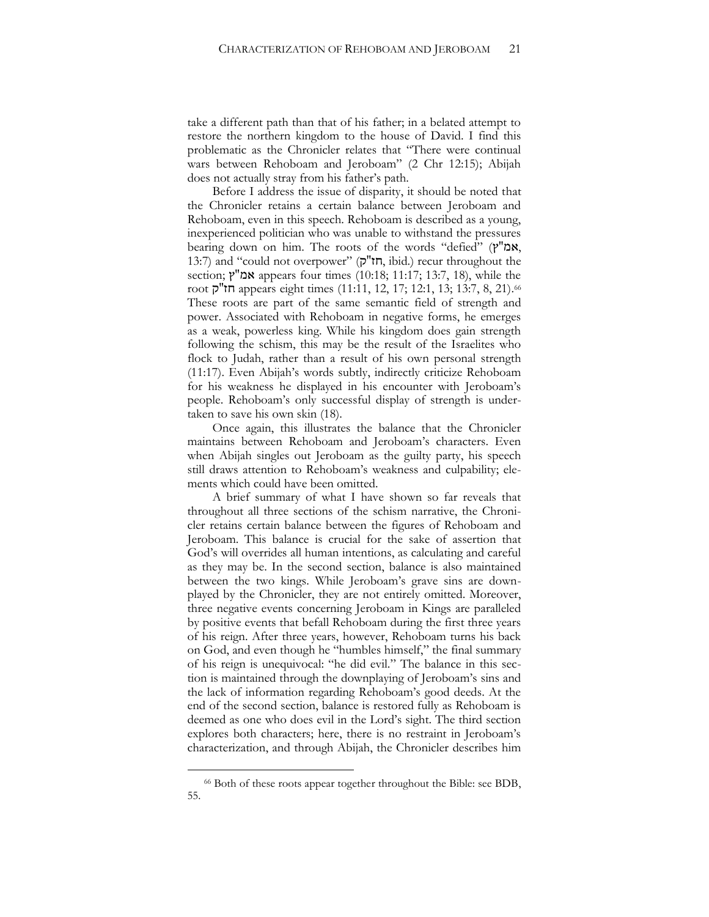take a different path than that of his father; in a belated attempt to restore the northern kingdom to the house of David. I find this problematic as the Chronicler relates that "There were continual wars between Rehoboam and Jeroboam" (2 Chr 12:15); Abijah does not actually stray from his father's path.

Before I address the issue of disparity, it should be noted that the Chronicler retains a certain balance between Jeroboam and Rehoboam, even in this speech. Rehoboam is described as a young, inexperienced politician who was unable to withstand the pressures bearing down on him. The roots of the words "defied" (אמ"ץ, 13:7) and "could not overpower" (חז"ק, ibid.) recur throughout the section; אמ"ץ appears four times (10:18; 11:17; 13:7, 18), while the root חז"ק appears eight times (11:11, 12, 17; 12:1, 13; 13:7, 8, 21).[66] These roots are part of the same semantic field of strength and power. Associated with Rehoboam in negative forms, he emerges as a weak, powerless king. While his kingdom does gain strength following the schism, this may be the result of the Israelites who flock to Judah, rather than a result of his own personal strength (11:17). Even Abijah's words subtly, indirectly criticize Rehoboam for his weakness he displayed in his encounter with Jeroboam's people. Rehoboam's only successful display of strength is undertaken to save his own skin (18).

Once again, this illustrates the balance that the Chronicler maintains between Rehoboam and Jeroboam's characters. Even when Abijah singles out Jeroboam as the guilty party, his speech still draws attention to Rehoboam's weakness and culpability; elements which could have been omitted.

A brief summary of what I have shown so far reveals that throughout all three sections of the schism narrative, the Chronicler retains certain balance between the figures of Rehoboam and Jeroboam. This balance is crucial for the sake of assertion that God's will overrides all human intentions, as calculating and careful as they may be. In the second section, balance is also maintained between the two kings. While Jeroboam's grave sins are downplayed by the Chronicler, they are not entirely omitted. Moreover, three negative events concerning Jeroboam in Kings are paralleled by positive events that befall Rehoboam during the first three years of his reign. After three years, however, Rehoboam turns his back on God, and even though he "humbles himself," the final summary of his reign is unequivocal: "he did evil." The balance in this section is maintained through the downplaying of Jeroboam's sins and the lack of information regarding Rehoboam's good deeds. At the end of the second section, balance is restored fully as Rehoboam is deemed as one who does evil in the Lord's sight. The third section explores both characters; here, there is no restraint in Jeroboam's characterization, and through Abijah, the Chronicler describes him

[66] Both of these roots appear together throughout the Bible: see BDB, 55.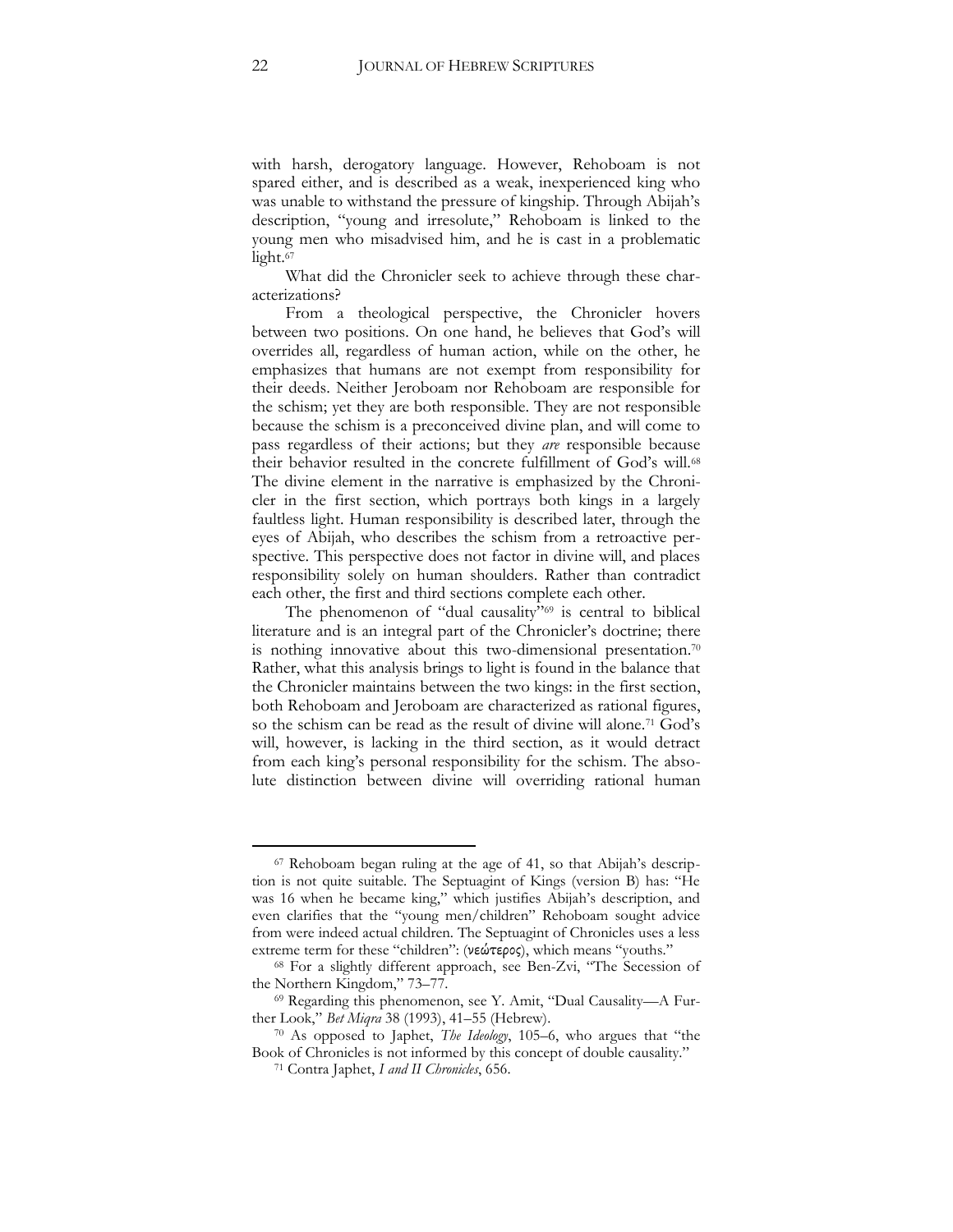with harsh, derogatory language. However, Rehoboam is not spared either, and is described as a weak, inexperienced king who was unable to withstand the pressure of kingship. Through Abijah's description, "young and irresolute," Rehoboam is linked to the young men who misadvised him, and he is cast in a problematic light.[67]

What did the Chronicler seek to achieve through these characterizations?

From a theological perspective, the Chronicler hovers between two positions. On one hand, he believes that God's will overrides all, regardless of human action, while on the other, he emphasizes that humans are not exempt from responsibility for their deeds. Neither Jeroboam nor Rehoboam are responsible for the schism; yet they are both responsible. They are not responsible because the schism is a preconceived divine plan, and will come to pass regardless of their actions; but they *are* responsible because their behavior resulted in the concrete fulfillment of God's will.[68] The divine element in the narrative is emphasized by the Chronicler in the first section, which portrays both kings in a largely faultless light. Human responsibility is described later, through the eyes of Abijah, who describes the schism from a retroactive perspective. This perspective does not factor in divine will, and places responsibility solely on human shoulders. Rather than contradict each other, the first and third sections complete each other.

The phenomenon of "dual causality"[69] is central to biblical literature and is an integral part of the Chronicler's doctrine; there is nothing innovative about this two-dimensional presentation.[70] Rather, what this analysis brings to light is found in the balance that the Chronicler maintains between the two kings: in the first section, both Rehoboam and Jeroboam are characterized as rational figures, so the schism can be read as the result of divine will alone.[71] God's will, however, is lacking in the third section, as it would detract from each king's personal responsibility for the schism. The absolute distinction between divine will overriding rational human

---

[67] Rehoboam began ruling at the age of 41, so that Abijah's description is not quite suitable. The Septuagint of Kings (version B) has: "He was 16 when he became king," which justifies Abijah's description, and even clarifies that the "young men/children" Rehoboam sought advice from were indeed actual children. The Septuagint of Chronicles uses a less extreme term for these "children": (νεώτερος), which means "youths."

[68] For a slightly different approach, see Ben-Zvi, "The Secession of the Northern Kingdom," 73–77.

[69] Regarding this phenomenon, see Y. Amit, "Dual Causality—A Further Look," *Bet Miqra* 38 (1993), 41–55 (Hebrew).

[70] As opposed to Japhet, *The Ideology*, 105–6, who argues that "the Book of Chronicles is not informed by this concept of double causality."

[71] Contra Japhet, *I and II Chronicles*, 656.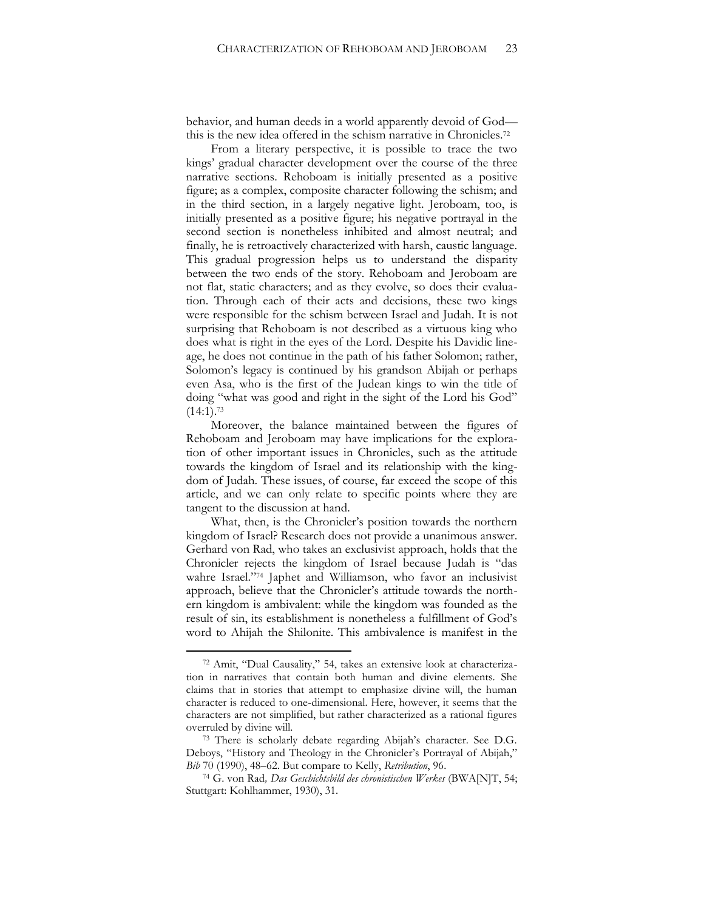behavior, and human deeds in a world apparently devoid of God—this is the new idea offered in the schism narrative in Chronicles.[72]

From a literary perspective, it is possible to trace the two kings' gradual character development over the course of the three narrative sections. Rehoboam is initially presented as a positive figure; as a complex, composite character following the schism; and in the third section, in a largely negative light. Jeroboam, too, is initially presented as a positive figure; his negative portrayal in the second section is nonetheless inhibited and almost neutral; and finally, he is retroactively characterized with harsh, caustic language. This gradual progression helps us to understand the disparity between the two ends of the story. Rehoboam and Jeroboam are not flat, static characters; and as they evolve, so does their evaluation. Through each of their acts and decisions, these two kings were responsible for the schism between Israel and Judah. It is not surprising that Rehoboam is not described as a virtuous king who does what is right in the eyes of the Lord. Despite his Davidic lineage, he does not continue in the path of his father Solomon; rather, Solomon's legacy is continued by his grandson Abijah or perhaps even Asa, who is the first of the Judean kings to win the title of doing "what was good and right in the sight of the Lord his God" (14:1).[73]

Moreover, the balance maintained between the figures of Rehoboam and Jeroboam may have implications for the exploration of other important issues in Chronicles, such as the attitude towards the kingdom of Israel and its relationship with the kingdom of Judah. These issues, of course, far exceed the scope of this article, and we can only relate to specific points where they are tangent to the discussion at hand.

What, then, is the Chronicler's position towards the northern kingdom of Israel? Research does not provide a unanimous answer. Gerhard von Rad, who takes an exclusivist approach, holds that the Chronicler rejects the kingdom of Israel because Judah is "das wahre Israel."[74] Japhet and Williamson, who favor an inclusivist approach, believe that the Chronicler's attitude towards the northern kingdom is ambivalent: while the kingdom was founded as the result of sin, its establishment is nonetheless a fulfillment of God's word to Ahijah the Shilonite. This ambivalence is manifest in the

---

[72] Amit, "Dual Causality," 54, takes an extensive look at characterization in narratives that contain both human and divine elements. She claims that in stories that attempt to emphasize divine will, the human character is reduced to one-dimensional. Here, however, it seems that the characters are not simplified, but rather characterized as a rational figures overruled by divine will.

[73] There is scholarly debate regarding Abijah's character. See D.G. Deboys, "History and Theology in the Chronicler's Portrayal of Abijah," *Bib* 70 (1990), 48–62. But compare to Kelly, *Retribution*, 96.

[74] G. von Rad, *Das Geschichtsbild des chronistischen Werkes* (BWA[N]T, 54; Stuttgart: Kohlhammer, 1930), 31.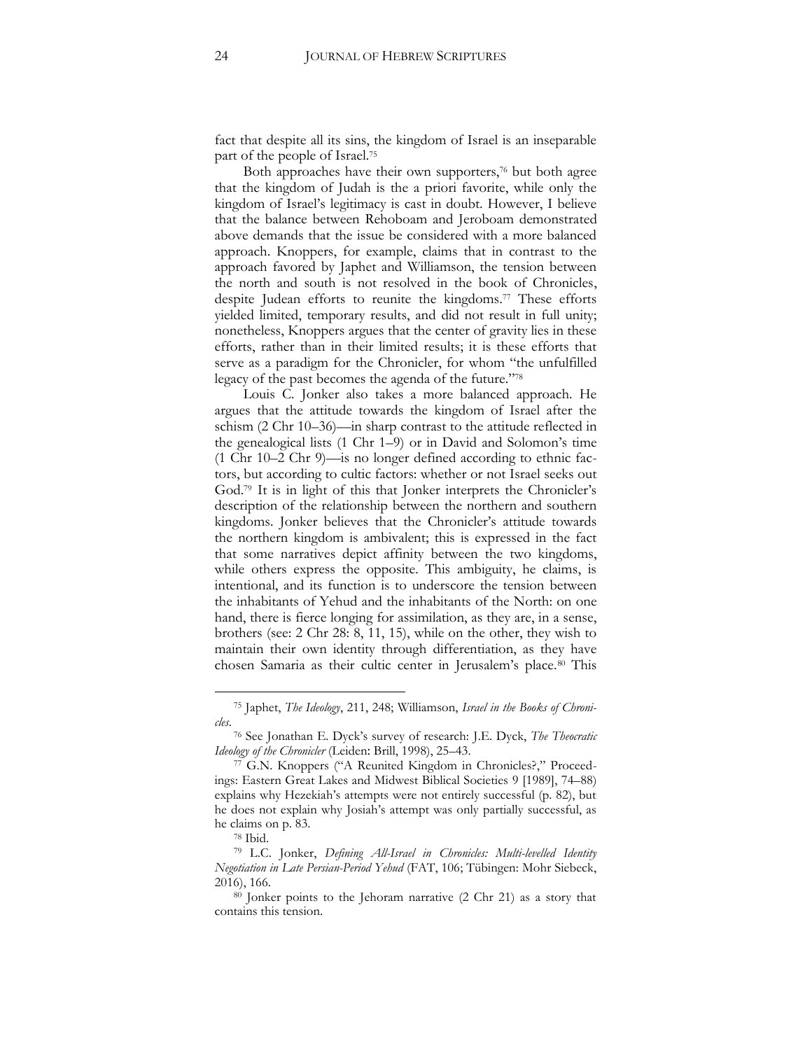fact that despite all its sins, the kingdom of Israel is an inseparable part of the people of Israel.[75]

Both approaches have their own supporters,[76] but both agree that the kingdom of Judah is the a priori favorite, while only the kingdom of Israel's legitimacy is cast in doubt. However, I believe that the balance between Rehoboam and Jeroboam demonstrated above demands that the issue be considered with a more balanced approach. Knoppers, for example, claims that in contrast to the approach favored by Japhet and Williamson, the tension between the north and south is not resolved in the book of Chronicles, despite Judean efforts to reunite the kingdoms.[77] These efforts yielded limited, temporary results, and did not result in full unity; nonetheless, Knoppers argues that the center of gravity lies in these efforts, rather than in their limited results; it is these efforts that serve as a paradigm for the Chronicler, for whom "the unfulfilled legacy of the past becomes the agenda of the future."[78]

Louis C. Jonker also takes a more balanced approach. He argues that the attitude towards the kingdom of Israel after the schism (2 Chr 10–36)—in sharp contrast to the attitude reflected in the genealogical lists (1 Chr 1–9) or in David and Solomon's time (1 Chr 10–2 Chr 9)—is no longer defined according to ethnic factors, but according to cultic factors: whether or not Israel seeks out God.[79] It is in light of this that Jonker interprets the Chronicler's description of the relationship between the northern and southern kingdoms. Jonker believes that the Chronicler's attitude towards the northern kingdom is ambivalent; this is expressed in the fact that some narratives depict affinity between the two kingdoms, while others express the opposite. This ambiguity, he claims, is intentional, and its function is to underscore the tension between the inhabitants of Yehud and the inhabitants of the North: on one hand, there is fierce longing for assimilation, as they are, in a sense, brothers (see: 2 Chr 28: 8, 11, 15), while on the other, they wish to maintain their own identity through differentiation, as they have chosen Samaria as their cultic center in Jerusalem's place.[80] This

---

[75] Japhet, *The Ideology*, 211, 248; Williamson, *Israel in the Books of Chronicles*.

[76] See Jonathan E. Dyck's survey of research: J.E. Dyck, *The Theocratic Ideology of the Chronicler* (Leiden: Brill, 1998), 25–43.

[77] G.N. Knoppers ("A Reunited Kingdom in Chronicles?," Proceedings: Eastern Great Lakes and Midwest Biblical Societies 9 [1989], 74–88) explains why Hezekiah's attempts were not entirely successful (p. 82), but he does not explain why Josiah's attempt was only partially successful, as he claims on p. 83.

[78] Ibid.

[79] L.C. Jonker, *Defining All-Israel in Chronicles: Multi-levelled Identity Negotiation in Late Persian-Period Yehud* (FAT, 106; Tübingen: Mohr Siebeck, 2016), 166.

[80] Jonker points to the Jehoram narrative (2 Chr 21) as a story that contains this tension.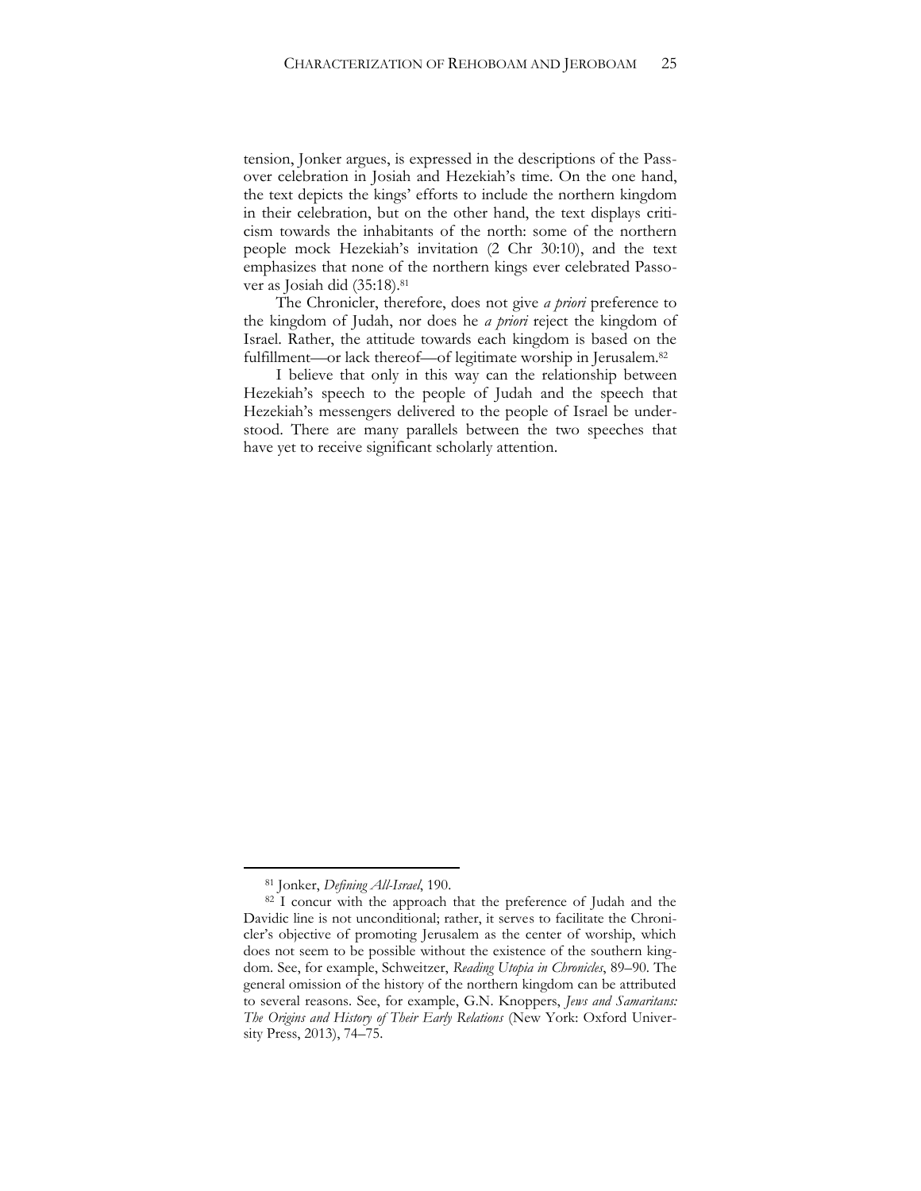tension, Jonker argues, is expressed in the descriptions of the Passover celebration in Josiah and Hezekiah's time. On the one hand, the text depicts the kings' efforts to include the northern kingdom in their celebration, but on the other hand, the text displays criticism towards the inhabitants of the north: some of the northern people mock Hezekiah's invitation (2 Chr 30:10), and the text emphasizes that none of the northern kings ever celebrated Passover as Josiah did (35:18).[81]

The Chronicler, therefore, does not give *a priori* preference to the kingdom of Judah, nor does he *a priori* reject the kingdom of Israel. Rather, the attitude towards each kingdom is based on the fulfillment—or lack thereof—of legitimate worship in Jerusalem.[82]

I believe that only in this way can the relationship between Hezekiah's speech to the people of Judah and the speech that Hezekiah's messengers delivered to the people of Israel be understood. There are many parallels between the two speeches that have yet to receive significant scholarly attention.

---

[81] Jonker, *Defining All-Israel*, 190.

[82] I concur with the approach that the preference of Judah and the Davidic line is not unconditional; rather, it serves to facilitate the Chronicler's objective of promoting Jerusalem as the center of worship, which does not seem to be possible without the existence of the southern kingdom. See, for example, Schweitzer, *Reading Utopia in Chronicles*, 89–90. The general omission of the history of the northern kingdom can be attributed to several reasons. See, for example, G.N. Knoppers, *Jews and Samaritans: The Origins and History of Their Early Relations* (New York: Oxford University Press, 2013), 74–75.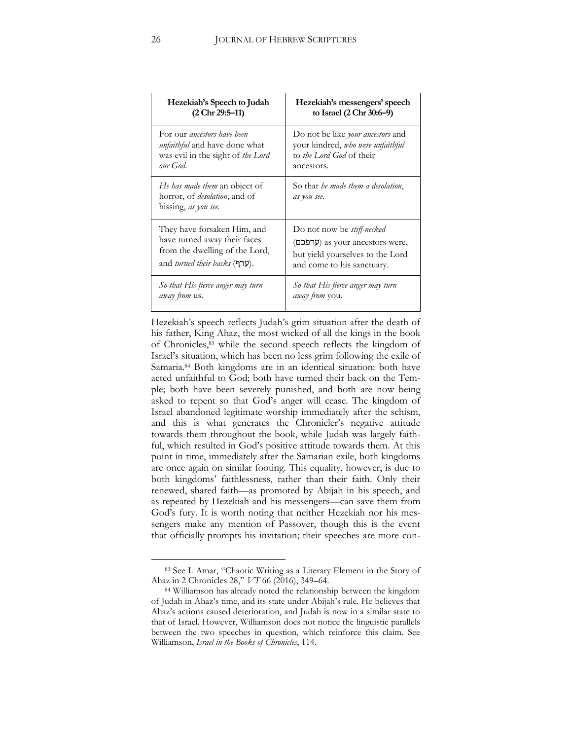| **Hezekiah's Speech to Judah (2 Chr 29:5–11)** | **Hezekiah's messengers' speech to Israel (2 Chr 30:6–9)** |
|---|---|
| For our *ancestors have been unfaithful* and have done what was evil in the sight of *the Lord our God*. | Do not be like *your ancestors* and your kindred, *who were unfaithful* to *the Lord God* of their ancestors. |
| *He has made them* an object of horror, of *desolation*, and of hissing, *as you see*. | So that *he made them a desolation*, *as you see*. |
| They have forsaken Him, and have turned away their faces from the dwelling of the Lord, and *turned their backs* (ערף). | Do not now be *stiff-necked* (ערפכם) as your ancestors were, but yield yourselves to the Lord and come to his sanctuary. |
| *So that His fierce anger may turn away from* us. | *So that His fierce anger may turn away from* you. |

Hezekiah's speech reflects Judah's grim situation after the death of his father, King Ahaz, the most wicked of all the kings in the book of Chronicles,[83] while the second speech reflects the kingdom of Israel's situation, which has been no less grim following the exile of Samaria.[84] Both kingdoms are in an identical situation: both have acted unfaithful to God; both have turned their back on the Temple; both have been severely punished, and both are now being asked to repent so that God's anger will cease. The kingdom of Israel abandoned legitimate worship immediately after the schism, and this is what generates the Chronicler's negative attitude towards them throughout the book, while Judah was largely faithful, which resulted in God's positive attitude towards them. At this point in time, immediately after the Samarian exile, both kingdoms are once again on similar footing. This equality, however, is due to both kingdoms' faithlessness, rather than their faith. Only their renewed, shared faith—as promoted by Abijah in his speech, and as repeated by Hezekiah and his messengers—can save them from God's fury. It is worth noting that neither Hezekiah nor his messengers make any mention of Passover, though this is the event that officially prompts his invitation; their speeches are more con-

[83] See I. Amar, "Chaotic Writing as a Literary Element in the Story of Ahaz in 2 Chronicles 28," *VT* 66 (2016), 349–64.

[84] Williamson has already noted the relationship between the kingdom of Judah in Ahaz's time, and its state under Abijah's rule. He believes that Ahaz's actions caused deterioration, and Judah is now in a similar state to that of Israel. However, Williamson does not notice the linguistic parallels between the two speeches in question, which reinforce this claim. See Williamson, *Israel in the Books of Chronicles*, 114.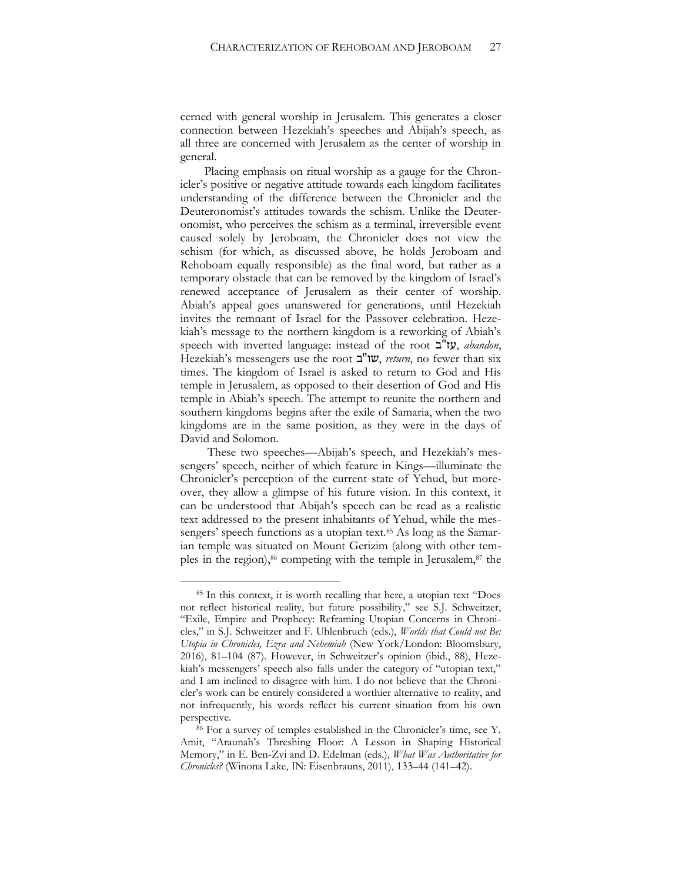cerned with general worship in Jerusalem. This generates a closer connection between Hezekiah's speeches and Abijah's speech, as all three are concerned with Jerusalem as the center of worship in general.

Placing emphasis on ritual worship as a gauge for the Chronicler's positive or negative attitude towards each kingdom facilitates understanding of the difference between the Chronicler and the Deuteronomist's attitudes towards the schism. Unlike the Deuteronomist, who perceives the schism as a terminal, irreversible event caused solely by Jeroboam, the Chronicler does not view the schism (for which, as discussed above, he holds Jeroboam and Rehoboam equally responsible) as the final word, but rather as a temporary obstacle that can be removed by the kingdom of Israel's renewed acceptance of Jerusalem as their center of worship. Abiah's appeal goes unanswered for generations, until Hezekiah invites the remnant of Israel for the Passover celebration. Hezekiah's message to the northern kingdom is a reworking of Abiah's speech with inverted language: instead of the root עז"ב, *abandon*, Hezekiah's messengers use the root שו"ב, *return*, no fewer than six times. The kingdom of Israel is asked to return to God and His temple in Jerusalem, as opposed to their desertion of God and His temple in Abiah's speech. The attempt to reunite the northern and southern kingdoms begins after the exile of Samaria, when the two kingdoms are in the same position, as they were in the days of David and Solomon.

These two speeches—Abijah's speech, and Hezekiah's messengers' speech, neither of which feature in Kings—illuminate the Chronicler's perception of the current state of Yehud, but moreover, they allow a glimpse of his future vision. In this context, it can be understood that Abijah's speech can be read as a realistic text addressed to the present inhabitants of Yehud, while the messengers' speech functions as a utopian text.[85] As long as the Samarian temple was situated on Mount Gerizim (along with other temples in the region),[86] competing with the temple in Jerusalem,[87] the

---

[85] In this context, it is worth recalling that here, a utopian text "Does not reflect historical reality, but future possibility," see S.J. Schweitzer, "Exile, Empire and Prophecy: Reframing Utopian Concerns in Chronicles," in S.J. Schweitzer and F. Uhlenbruch (eds.), *Worlds that Could not Be: Utopia in Chronicles, Ezra and Nehemiah* (New York/London: Bloomsbury, 2016), 81–104 (87). However, in Schweitzer's opinion (ibid., 88), Hezekiah's messengers' speech also falls under the category of "utopian text," and I am inclined to disagree with him. I do not believe that the Chronicler's work can be entirely considered a worthier alternative to reality, and not infrequently, his words reflect his current situation from his own perspective.

[86] For a survey of temples established in the Chronicler's time, see Y. Amit, "Araunah's Threshing Floor: A Lesson in Shaping Historical Memory," in E. Ben-Zvi and D. Edelman (eds.), *What Was Authoritative for Chronicles?* (Winona Lake, IN: Eisenbrauns, 2011), 133–44 (141–42).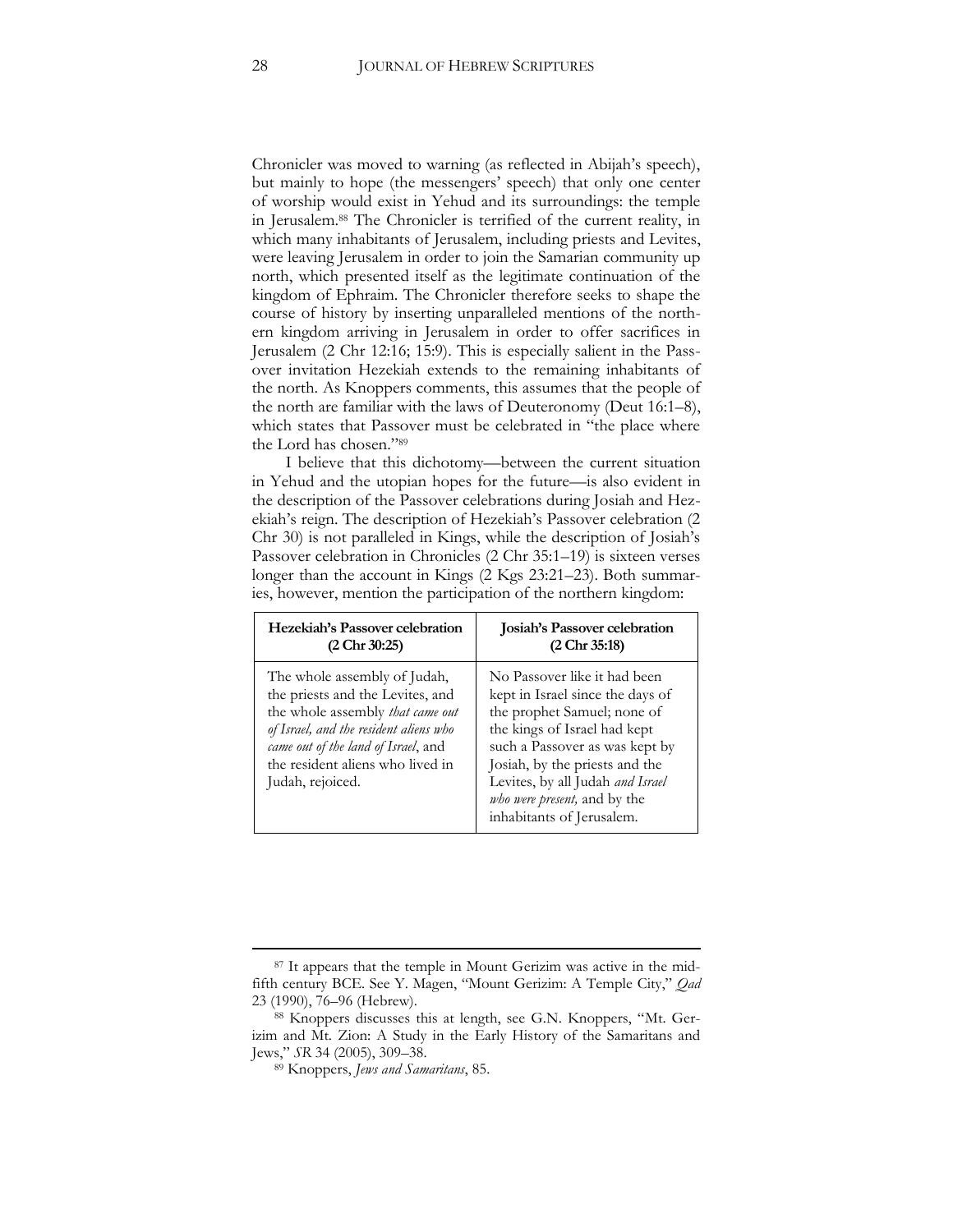Chronicler was moved to warning (as reflected in Abijah's speech), but mainly to hope (the messengers' speech) that only one center of worship would exist in Yehud and its surroundings: the temple in Jerusalem.[88] The Chronicler is terrified of the current reality, in which many inhabitants of Jerusalem, including priests and Levites, were leaving Jerusalem in order to join the Samarian community up north, which presented itself as the legitimate continuation of the kingdom of Ephraim. The Chronicler therefore seeks to shape the course of history by inserting unparalleled mentions of the northern kingdom arriving in Jerusalem in order to offer sacrifices in Jerusalem (2 Chr 12:16; 15:9). This is especially salient in the Passover invitation Hezekiah extends to the remaining inhabitants of the north. As Knoppers comments, this assumes that the people of the north are familiar with the laws of Deuteronomy (Deut 16:1–8), which states that Passover must be celebrated in "the place where the Lord has chosen."[89]

I believe that this dichotomy—between the current situation in Yehud and the utopian hopes for the future—is also evident in the description of the Passover celebrations during Josiah and Hezekiah's reign. The description of Hezekiah's Passover celebration (2 Chr 30) is not paralleled in Kings, while the description of Josiah's Passover celebration in Chronicles (2 Chr 35:1–19) is sixteen verses longer than the account in Kings (2 Kgs 23:21–23). Both summaries, however, mention the participation of the northern kingdom:

| **Hezekiah's Passover celebration (2 Chr 30:25)** | **Josiah's Passover celebration (2 Chr 35:18)** |
|---|---|
| The whole assembly of Judah, the priests and the Levites, and the whole assembly *that came out of Israel, and the resident aliens who came out of the land of Israel*, and the resident aliens who lived in Judah, rejoiced. | No Passover like it had been kept in Israel since the days of the prophet Samuel; none of the kings of Israel had kept such a Passover as was kept by Josiah, by the priests and the Levites, by all Judah *and Israel who were present,* and by the inhabitants of Jerusalem. |

---

[87] It appears that the temple in Mount Gerizim was active in the mid-fifth century BCE. See Y. Magen, "Mount Gerizim: A Temple City," *Qad* 23 (1990), 76–96 (Hebrew).

[88] Knoppers discusses this at length, see G.N. Knoppers, "Mt. Gerizim and Mt. Zion: A Study in the Early History of the Samaritans and Jews," *SR* 34 (2005), 309–38.

[89] Knoppers, *Jews and Samaritans*, 85.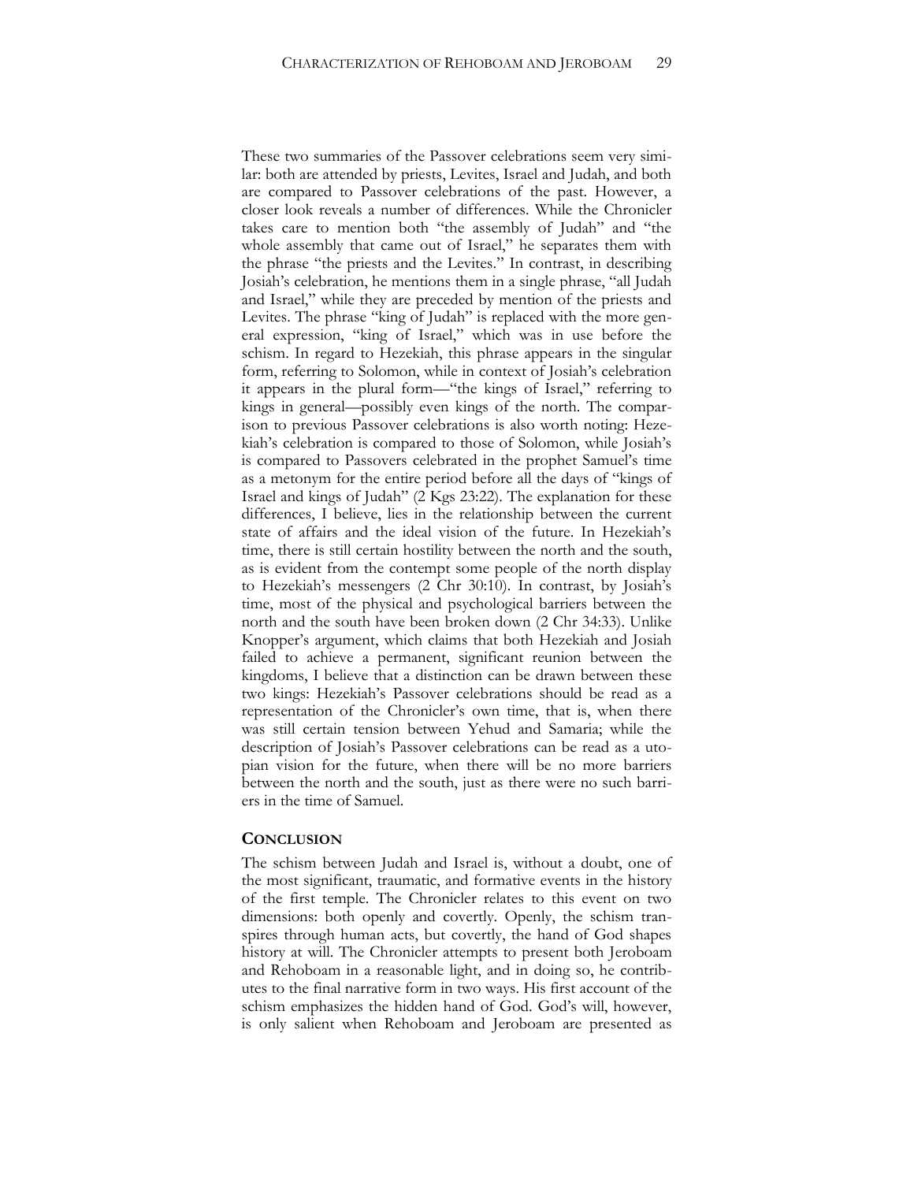These two summaries of the Passover celebrations seem very similar: both are attended by priests, Levites, Israel and Judah, and both are compared to Passover celebrations of the past. However, a closer look reveals a number of differences. While the Chronicler takes care to mention both "the assembly of Judah" and "the whole assembly that came out of Israel," he separates them with the phrase "the priests and the Levites." In contrast, in describing Josiah's celebration, he mentions them in a single phrase, "all Judah and Israel," while they are preceded by mention of the priests and Levites. The phrase "king of Judah" is replaced with the more general expression, "king of Israel," which was in use before the schism. In regard to Hezekiah, this phrase appears in the singular form, referring to Solomon, while in context of Josiah's celebration it appears in the plural form—"the kings of Israel," referring to kings in general—possibly even kings of the north. The comparison to previous Passover celebrations is also worth noting: Hezekiah's celebration is compared to those of Solomon, while Josiah's is compared to Passovers celebrated in the prophet Samuel's time as a metonym for the entire period before all the days of "kings of Israel and kings of Judah" (2 Kgs 23:22). The explanation for these differences, I believe, lies in the relationship between the current state of affairs and the ideal vision of the future. In Hezekiah's time, there is still certain hostility between the north and the south, as is evident from the contempt some people of the north display to Hezekiah's messengers (2 Chr 30:10). In contrast, by Josiah's time, most of the physical and psychological barriers between the north and the south have been broken down (2 Chr 34:33). Unlike Knopper's argument, which claims that both Hezekiah and Josiah failed to achieve a permanent, significant reunion between the kingdoms, I believe that a distinction can be drawn between these two kings: Hezekiah's Passover celebrations should be read as a representation of the Chronicler's own time, that is, when there was still certain tension between Yehud and Samaria; while the description of Josiah's Passover celebrations can be read as a utopian vision for the future, when there will be no more barriers between the north and the south, just as there were no such barriers in the time of Samuel.

## CONCLUSION

The schism between Judah and Israel is, without a doubt, one of the most significant, traumatic, and formative events in the history of the first temple. The Chronicler relates to this event on two dimensions: both openly and covertly. Openly, the schism transpires through human acts, but covertly, the hand of God shapes history at will. The Chronicler attempts to present both Jeroboam and Rehoboam in a reasonable light, and in doing so, he contributes to the final narrative form in two ways. His first account of the schism emphasizes the hidden hand of God. God's will, however, is only salient when Rehoboam and Jeroboam are presented as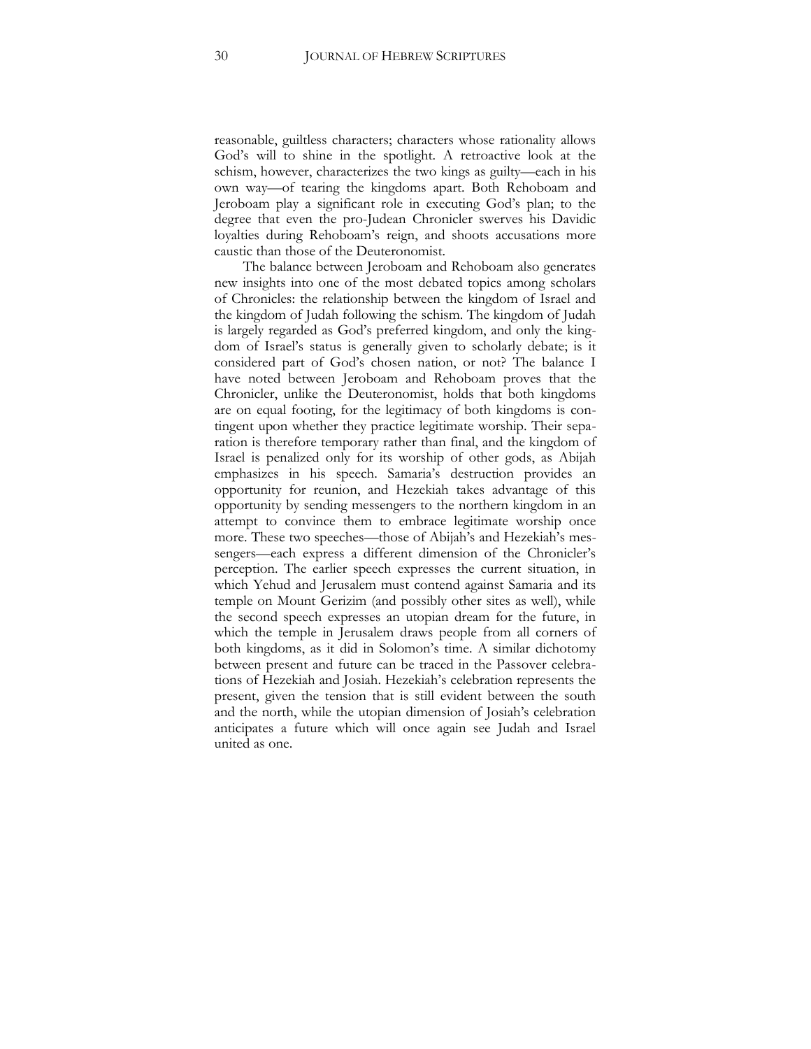reasonable, guiltless characters; characters whose rationality allows God's will to shine in the spotlight. A retroactive look at the schism, however, characterizes the two kings as guilty—each in his own way—of tearing the kingdoms apart. Both Rehoboam and Jeroboam play a significant role in executing God's plan; to the degree that even the pro-Judean Chronicler swerves his Davidic loyalties during Rehoboam's reign, and shoots accusations more caustic than those of the Deuteronomist.

The balance between Jeroboam and Rehoboam also generates new insights into one of the most debated topics among scholars of Chronicles: the relationship between the kingdom of Israel and the kingdom of Judah following the schism. The kingdom of Judah is largely regarded as God's preferred kingdom, and only the kingdom of Israel's status is generally given to scholarly debate; is it considered part of God's chosen nation, or not? The balance I have noted between Jeroboam and Rehoboam proves that the Chronicler, unlike the Deuteronomist, holds that both kingdoms are on equal footing, for the legitimacy of both kingdoms is contingent upon whether they practice legitimate worship. Their separation is therefore temporary rather than final, and the kingdom of Israel is penalized only for its worship of other gods, as Abijah emphasizes in his speech. Samaria's destruction provides an opportunity for reunion, and Hezekiah takes advantage of this opportunity by sending messengers to the northern kingdom in an attempt to convince them to embrace legitimate worship once more. These two speeches—those of Abijah's and Hezekiah's messengers—each express a different dimension of the Chronicler's perception. The earlier speech expresses the current situation, in which Yehud and Jerusalem must contend against Samaria and its temple on Mount Gerizim (and possibly other sites as well), while the second speech expresses an utopian dream for the future, in which the temple in Jerusalem draws people from all corners of both kingdoms, as it did in Solomon's time. A similar dichotomy between present and future can be traced in the Passover celebrations of Hezekiah and Josiah. Hezekiah's celebration represents the present, given the tension that is still evident between the south and the north, while the utopian dimension of Josiah's celebration anticipates a future which will once again see Judah and Israel united as one.